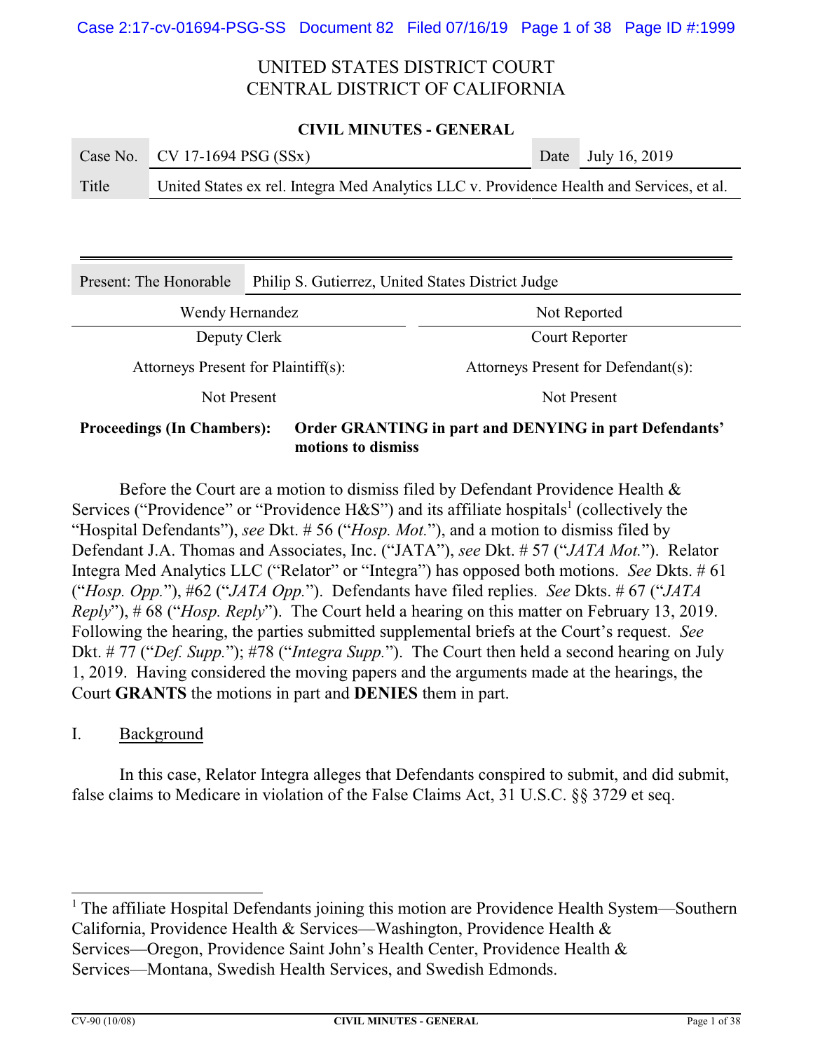# UNITED STATES DISTRICT COURT
# CENTRAL DISTRICT OF CALIFORNIA

**CIVIL MINUTES - GENERAL**

| Case No. | CV 17-1694 PSG (SSx) | Date | July 16, 2019 |
|---|---|---|---|
| Title | United States ex rel. Integra Med Analytics LLC v. Providence Health and Services, et al. | | |

| Present: The Honorable | Philip S. Gutierrez, United States District Judge |
|---|---|

| Wendy Hernandez | Not Reported |
|---|---|
| Deputy Clerk | Court Reporter |
| Attorneys Present for Plaintiff(s): | Attorneys Present for Defendant(s): |
| Not Present | Not Present |

**Proceedings (In Chambers):** **Order GRANTING in part and DENYING in part Defendants' motions to dismiss**

Before the Court are a motion to dismiss filed by Defendant Providence Health & Services ("Providence" or "Providence H&S") and its affiliate hospitals[1] (collectively the "Hospital Defendants"), *see* Dkt. # 56 ("*Hosp. Mot.*"), and a motion to dismiss filed by Defendant J.A. Thomas and Associates, Inc. ("JATA"), *see* Dkt. # 57 ("*JATA Mot.*"). Relator Integra Med Analytics LLC ("Relator" or "Integra") has opposed both motions. *See* Dkts. # 61 ("*Hosp. Opp.*"), #62 ("*JATA Opp.*"). Defendants have filed replies. *See* Dkts. # 67 ("*JATA Reply*"), # 68 ("*Hosp. Reply*"). The Court held a hearing on this matter on February 13, 2019. Following the hearing, the parties submitted supplemental briefs at the Court's request. *See* Dkt. # 77 ("*Def. Supp.*"); #78 ("*Integra Supp.*"). The Court then held a second hearing on July 1, 2019. Having considered the moving papers and the arguments made at the hearings, the Court **GRANTS** the motions in part and **DENIES** them in part.

## I. Background

In this case, Relator Integra alleges that Defendants conspired to submit, and did submit, false claims to Medicare in violation of the False Claims Act, 31 U.S.C. §§ 3729 et seq.

---

[1] The affiliate Hospital Defendants joining this motion are Providence Health System—Southern California, Providence Health & Services—Washington, Providence Health & Services—Oregon, Providence Saint John's Health Center, Providence Health & Services—Montana, Swedish Health Services, and Swedish Edmonds.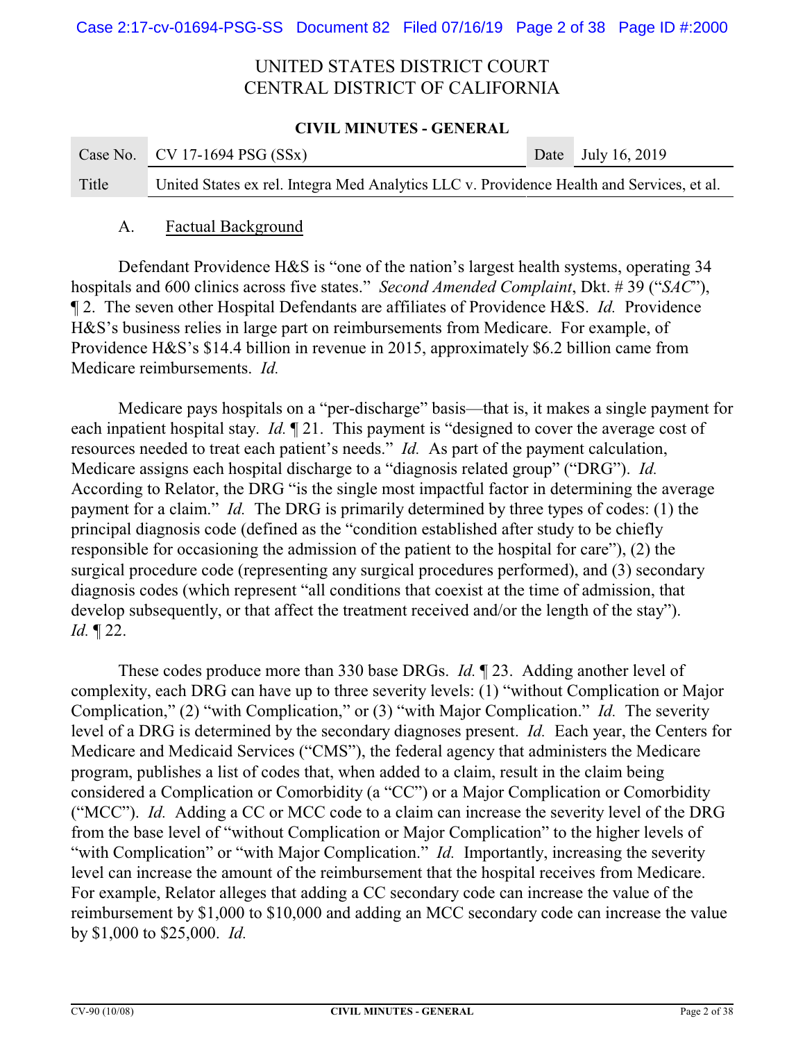A. Factual Background

Defendant Providence H&S is "one of the nation's largest health systems, operating 34 hospitals and 600 clinics across five states." *Second Amended Complaint*, Dkt. # 39 ("*SAC*"), ¶ 2. The seven other Hospital Defendants are affiliates of Providence H&S. *Id.* Providence H&S's business relies in large part on reimbursements from Medicare. For example, of Providence H&S's $14.4 billion in revenue in 2015, approximately $6.2 billion came from Medicare reimbursements. *Id.*

Medicare pays hospitals on a "per-discharge" basis—that is, it makes a single payment for each inpatient hospital stay. *Id.* ¶ 21. This payment is "designed to cover the average cost of resources needed to treat each patient's needs." *Id.* As part of the payment calculation, Medicare assigns each hospital discharge to a "diagnosis related group" ("DRG"). *Id.* According to Relator, the DRG "is the single most impactful factor in determining the average payment for a claim." *Id.* The DRG is primarily determined by three types of codes: (1) the principal diagnosis code (defined as the "condition established after study to be chiefly responsible for occasioning the admission of the patient to the hospital for care"), (2) the surgical procedure code (representing any surgical procedures performed), and (3) secondary diagnosis codes (which represent "all conditions that coexist at the time of admission, that develop subsequently, or that affect the treatment received and/or the length of the stay"). *Id.* ¶ 22.

These codes produce more than 330 base DRGs. *Id.* ¶ 23. Adding another level of complexity, each DRG can have up to three severity levels: (1) "without Complication or Major Complication," (2) "with Complication," or (3) "with Major Complication." *Id.* The severity level of a DRG is determined by the secondary diagnoses present. *Id.* Each year, the Centers for Medicare and Medicaid Services ("CMS"), the federal agency that administers the Medicare program, publishes a list of codes that, when added to a claim, result in the claim being considered a Complication or Comorbidity (a "CC") or a Major Complication or Comorbidity ("MCC"). *Id.* Adding a CC or MCC code to a claim can increase the severity level of the DRG from the base level of "without Complication or Major Complication" to the higher levels of "with Complication" or "with Major Complication." *Id.* Importantly, increasing the severity level can increase the amount of the reimbursement that the hospital receives from Medicare. For example, Relator alleges that adding a CC secondary code can increase the value of the reimbursement by $1,000 to $10,000 and adding an MCC secondary code can increase the value by $1,000 to $25,000. *Id.*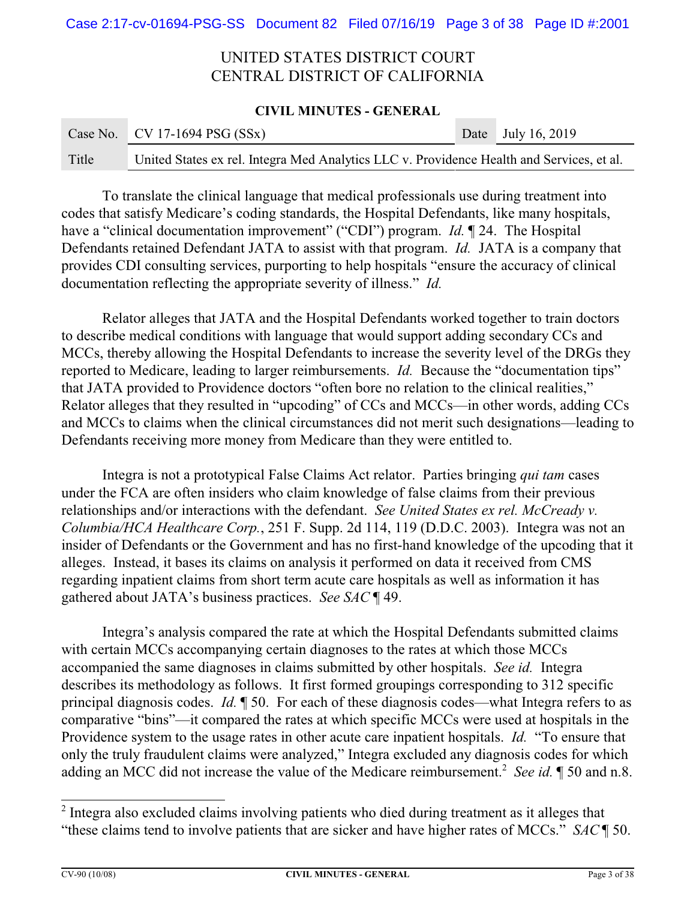To translate the clinical language that medical professionals use during treatment into codes that satisfy Medicare's coding standards, the Hospital Defendants, like many hospitals, have a "clinical documentation improvement" ("CDI") program. *Id.* ¶ 24. The Hospital Defendants retained Defendant JATA to assist with that program. *Id.* JATA is a company that provides CDI consulting services, purporting to help hospitals "ensure the accuracy of clinical documentation reflecting the appropriate severity of illness." *Id.*

Relator alleges that JATA and the Hospital Defendants worked together to train doctors to describe medical conditions with language that would support adding secondary CCs and MCCs, thereby allowing the Hospital Defendants to increase the severity level of the DRGs they reported to Medicare, leading to larger reimbursements. *Id.* Because the "documentation tips" that JATA provided to Providence doctors "often bore no relation to the clinical realities," Relator alleges that they resulted in "upcoding" of CCs and MCCs—in other words, adding CCs and MCCs to claims when the clinical circumstances did not merit such designations—leading to Defendants receiving more money from Medicare than they were entitled to.

Integra is not a prototypical False Claims Act relator. Parties bringing *qui tam* cases under the FCA are often insiders who claim knowledge of false claims from their previous relationships and/or interactions with the defendant. *See United States ex rel. McCready v. Columbia/HCA Healthcare Corp.*, 251 F. Supp. 2d 114, 119 (D.D.C. 2003). Integra was not an insider of Defendants or the Government and has no first-hand knowledge of the upcoding that it alleges. Instead, it bases its claims on analysis it performed on data it received from CMS regarding inpatient claims from short term acute care hospitals as well as information it has gathered about JATA's business practices. *See SAC* ¶ 49.

Integra's analysis compared the rate at which the Hospital Defendants submitted claims with certain MCCs accompanying certain diagnoses to the rates at which those MCCs accompanied the same diagnoses in claims submitted by other hospitals. *See id.* Integra describes its methodology as follows. It first formed groupings corresponding to 312 specific principal diagnosis codes. *Id.* ¶ 50. For each of these diagnosis codes—what Integra refers to as comparative "bins"—it compared the rates at which specific MCCs were used at hospitals in the Providence system to the usage rates in other acute care inpatient hospitals. *Id.* "To ensure that only the truly fraudulent claims were analyzed," Integra excluded any diagnosis codes for which adding an MCC did not increase the value of the Medicare reimbursement.[2] *See id.* ¶ 50 and n.8.

---

[2] Integra also excluded claims involving patients who died during treatment as it alleges that "these claims tend to involve patients that are sicker and have higher rates of MCCs." *SAC* ¶ 50.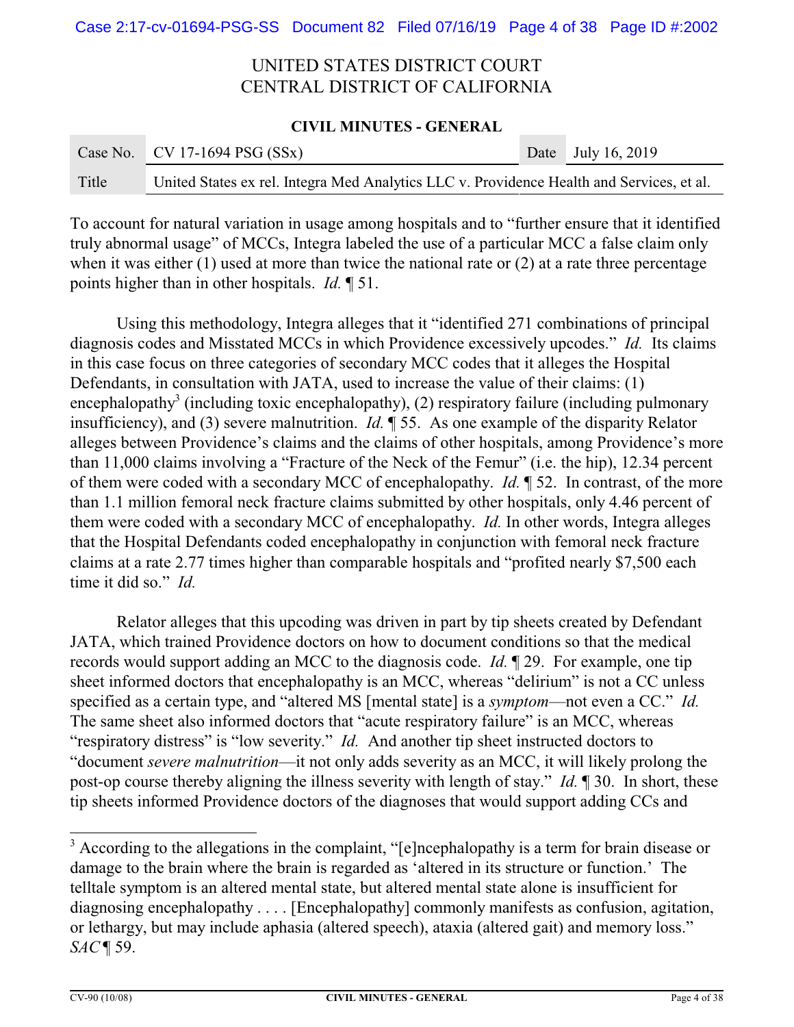To account for natural variation in usage among hospitals and to "further ensure that it identified truly abnormal usage" of MCCs, Integra labeled the use of a particular MCC a false claim only when it was either (1) used at more than twice the national rate or (2) at a rate three percentage points higher than in other hospitals. *Id.* ¶ 51.

Using this methodology, Integra alleges that it "identified 271 combinations of principal diagnosis codes and Misstated MCCs in which Providence excessively upcodes." *Id.* Its claims in this case focus on three categories of secondary MCC codes that it alleges the Hospital Defendants, in consultation with JATA, used to increase the value of their claims: (1) encephalopathy[3] (including toxic encephalopathy), (2) respiratory failure (including pulmonary insufficiency), and (3) severe malnutrition. *Id.* ¶ 55. As one example of the disparity Relator alleges between Providence's claims and the claims of other hospitals, among Providence's more than 11,000 claims involving a "Fracture of the Neck of the Femur" (i.e. the hip), 12.34 percent of them were coded with a secondary MCC of encephalopathy. *Id.* ¶ 52. In contrast, of the more than 1.1 million femoral neck fracture claims submitted by other hospitals, only 4.46 percent of them were coded with a secondary MCC of encephalopathy. *Id.* In other words, Integra alleges that the Hospital Defendants coded encephalopathy in conjunction with femoral neck fracture claims at a rate 2.77 times higher than comparable hospitals and "profited nearly $7,500 each time it did so." *Id.*

Relator alleges that this upcoding was driven in part by tip sheets created by Defendant JATA, which trained Providence doctors on how to document conditions so that the medical records would support adding an MCC to the diagnosis code. *Id.* ¶ 29. For example, one tip sheet informed doctors that encephalopathy is an MCC, whereas "delirium" is not a CC unless specified as a certain type, and "altered MS [mental state] is a *symptom*—not even a CC." *Id.* The same sheet also informed doctors that "acute respiratory failure" is an MCC, whereas "respiratory distress" is "low severity." *Id.* And another tip sheet instructed doctors to "document *severe malnutrition*—it not only adds severity as an MCC, it will likely prolong the post-op course thereby aligning the illness severity with length of stay." *Id.* ¶ 30. In short, these tip sheets informed Providence doctors of the diagnoses that would support adding CCs and

---

[3] According to the allegations in the complaint, "[e]ncephalopathy is a term for brain disease or damage to the brain where the brain is regarded as 'altered in its structure or function.' The telltale symptom is an altered mental state, but altered mental state alone is insufficient for diagnosing encephalopathy . . . . [Encephalopathy] commonly manifests as confusion, agitation, or lethargy, but may include aphasia (altered speech), ataxia (altered gait) and memory loss." *SAC* ¶ 59.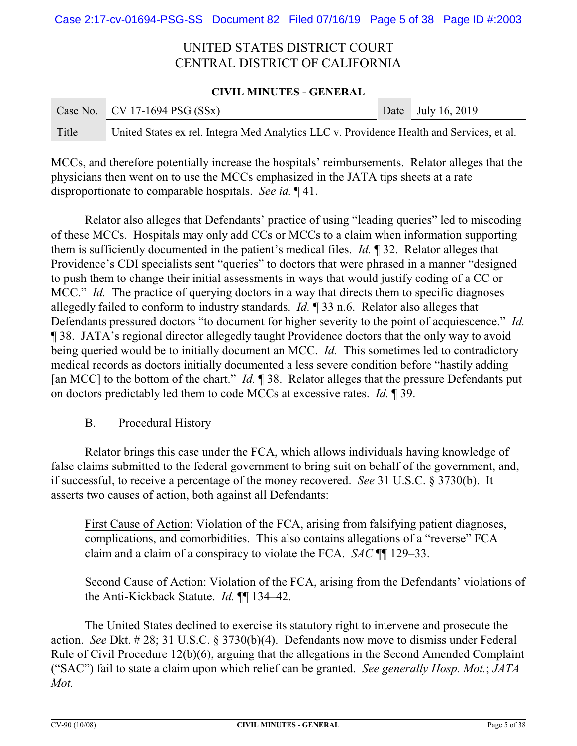MCCs, and therefore potentially increase the hospitals' reimbursements. Relator alleges that the physicians then went on to use the MCCs emphasized in the JATA tips sheets at a rate disproportionate to comparable hospitals. *See id.* ¶ 41.

Relator also alleges that Defendants' practice of using "leading queries" led to miscoding of these MCCs. Hospitals may only add CCs or MCCs to a claim when information supporting them is sufficiently documented in the patient's medical files. *Id.* ¶ 32. Relator alleges that Providence's CDI specialists sent "queries" to doctors that were phrased in a manner "designed to push them to change their initial assessments in ways that would justify coding of a CC or MCC." *Id.* The practice of querying doctors in a way that directs them to specific diagnoses allegedly failed to conform to industry standards. *Id.* ¶ 33 n.6. Relator also alleges that Defendants pressured doctors "to document for higher severity to the point of acquiescence." *Id.* ¶ 38. JATA's regional director allegedly taught Providence doctors that the only way to avoid being queried would be to initially document an MCC. *Id.* This sometimes led to contradictory medical records as doctors initially documented a less severe condition before "hastily adding [an MCC] to the bottom of the chart." *Id.* ¶ 38. Relator alleges that the pressure Defendants put on doctors predictably led them to code MCCs at excessive rates. *Id.* ¶ 39.

### B. Procedural History

Relator brings this case under the FCA, which allows individuals having knowledge of false claims submitted to the federal government to bring suit on behalf of the government, and, if successful, to receive a percentage of the money recovered. *See* 31 U.S.C. § 3730(b). It asserts two causes of action, both against all Defendants:

> First Cause of Action: Violation of the FCA, arising from falsifying patient diagnoses, complications, and comorbidities. This also contains allegations of a "reverse" FCA claim and a claim of a conspiracy to violate the FCA. *SAC* ¶¶ 129–33.
>
> Second Cause of Action: Violation of the FCA, arising from the Defendants' violations of the Anti-Kickback Statute. *Id.* ¶¶ 134–42.

The United States declined to exercise its statutory right to intervene and prosecute the action. *See* Dkt. # 28; 31 U.S.C. § 3730(b)(4). Defendants now move to dismiss under Federal Rule of Civil Procedure 12(b)(6), arguing that the allegations in the Second Amended Complaint ("SAC") fail to state a claim upon which relief can be granted. *See generally Hosp. Mot.*; *JATA Mot.*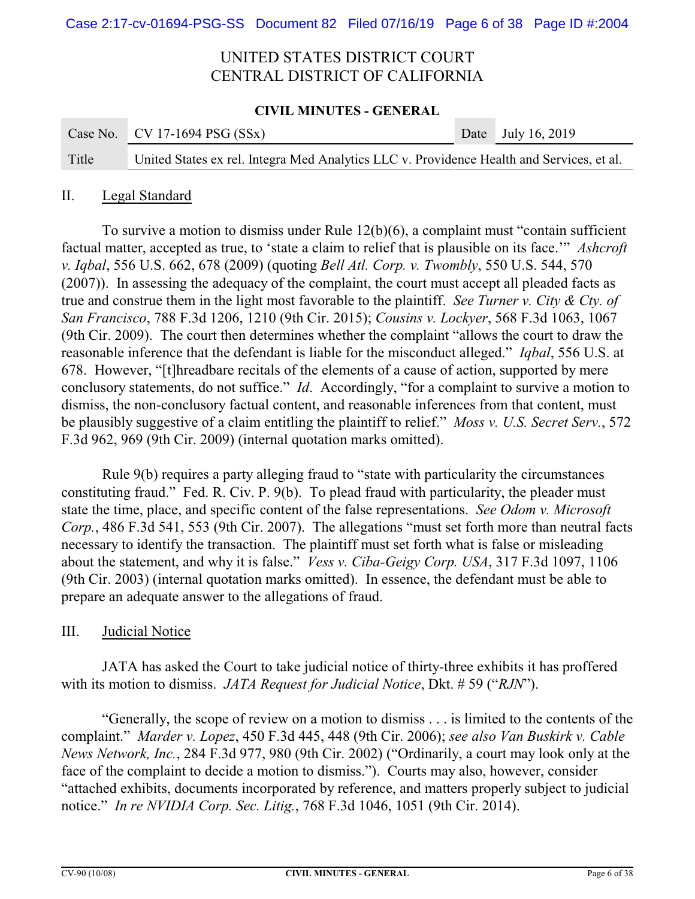## II. Legal Standard

To survive a motion to dismiss under Rule 12(b)(6), a complaint must "contain sufficient factual matter, accepted as true, to 'state a claim to relief that is plausible on its face.'" *Ashcroft v. Iqbal*, 556 U.S. 662, 678 (2009) (quoting *Bell Atl. Corp. v. Twombly*, 550 U.S. 544, 570 (2007)). In assessing the adequacy of the complaint, the court must accept all pleaded facts as true and construe them in the light most favorable to the plaintiff. *See Turner v. City & Cty. of San Francisco*, 788 F.3d 1206, 1210 (9th Cir. 2015); *Cousins v. Lockyer*, 568 F.3d 1063, 1067 (9th Cir. 2009). The court then determines whether the complaint "allows the court to draw the reasonable inference that the defendant is liable for the misconduct alleged." *Iqbal*, 556 U.S. at 678. However, "[t]hreadbare recitals of the elements of a cause of action, supported by mere conclusory statements, do not suffice." *Id*. Accordingly, "for a complaint to survive a motion to dismiss, the non-conclusory factual content, and reasonable inferences from that content, must be plausibly suggestive of a claim entitling the plaintiff to relief." *Moss v. U.S. Secret Serv.*, 572 F.3d 962, 969 (9th Cir. 2009) (internal quotation marks omitted).

Rule 9(b) requires a party alleging fraud to "state with particularity the circumstances constituting fraud." Fed. R. Civ. P. 9(b). To plead fraud with particularity, the pleader must state the time, place, and specific content of the false representations. *See Odom v. Microsoft Corp.*, 486 F.3d 541, 553 (9th Cir. 2007). The allegations "must set forth more than neutral facts necessary to identify the transaction. The plaintiff must set forth what is false or misleading about the statement, and why it is false." *Vess v. Ciba-Geigy Corp. USA*, 317 F.3d 1097, 1106 (9th Cir. 2003) (internal quotation marks omitted). In essence, the defendant must be able to prepare an adequate answer to the allegations of fraud.

## III. Judicial Notice

JATA has asked the Court to take judicial notice of thirty-three exhibits it has proffered with its motion to dismiss. *JATA Request for Judicial Notice*, Dkt. # 59 ("*RJN*").

"Generally, the scope of review on a motion to dismiss . . . is limited to the contents of the complaint." *Marder v. Lopez*, 450 F.3d 445, 448 (9th Cir. 2006); *see also Van Buskirk v. Cable News Network, Inc.*, 284 F.3d 977, 980 (9th Cir. 2002) ("Ordinarily, a court may look only at the face of the complaint to decide a motion to dismiss."). Courts may also, however, consider "attached exhibits, documents incorporated by reference, and matters properly subject to judicial notice." *In re NVIDIA Corp. Sec. Litig.*, 768 F.3d 1046, 1051 (9th Cir. 2014).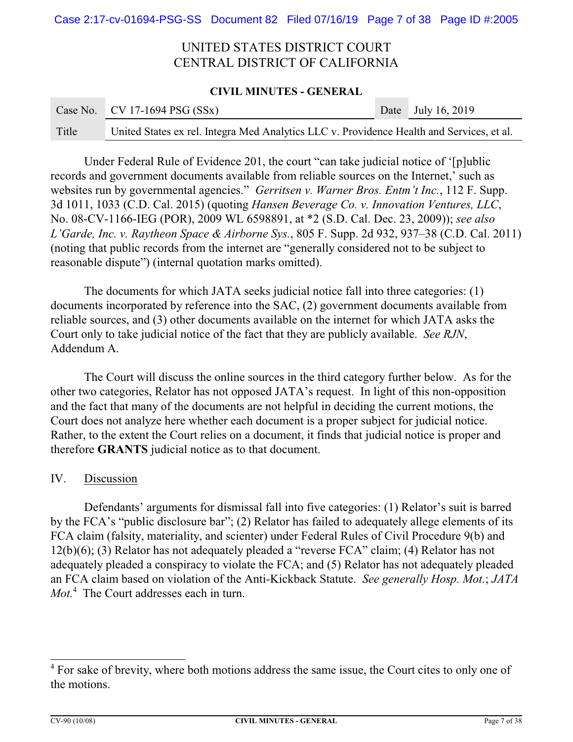Under Federal Rule of Evidence 201, the court "can take judicial notice of '[p]ublic records and government documents available from reliable sources on the Internet,' such as websites run by governmental agencies." *Gerritsen v. Warner Bros. Entm't Inc.*, 112 F. Supp. 3d 1011, 1033 (C.D. Cal. 2015) (quoting *Hansen Beverage Co. v. Innovation Ventures, LLC*, No. 08-CV-1166-IEG (POR), 2009 WL 6598891, at *2 (S.D. Cal. Dec. 23, 2009)); *see also L'Garde, Inc. v. Raytheon Space & Airborne Sys.*, 805 F. Supp. 2d 932, 937–38 (C.D. Cal. 2011) (noting that public records from the internet are "generally considered not to be subject to reasonable dispute") (internal quotation marks omitted).

The documents for which JATA seeks judicial notice fall into three categories: (1) documents incorporated by reference into the SAC, (2) government documents available from reliable sources, and (3) other documents available on the internet for which JATA asks the Court only to take judicial notice of the fact that they are publicly available. *See RJN*, Addendum A.

The Court will discuss the online sources in the third category further below. As for the other two categories, Relator has not opposed JATA's request. In light of this non-opposition and the fact that many of the documents are not helpful in deciding the current motions, the Court does not analyze here whether each document is a proper subject for judicial notice. Rather, to the extent the Court relies on a document, it finds that judicial notice is proper and therefore **GRANTS** judicial notice as to that document.

## IV. Discussion

Defendants' arguments for dismissal fall into five categories: (1) Relator's suit is barred by the FCA's "public disclosure bar"; (2) Relator has failed to adequately allege elements of its FCA claim (falsity, materiality, and scienter) under Federal Rules of Civil Procedure 9(b) and 12(b)(6); (3) Relator has not adequately pleaded a "reverse FCA" claim; (4) Relator has not adequately pleaded a conspiracy to violate the FCA; and (5) Relator has not adequately pleaded an FCA claim based on violation of the Anti-Kickback Statute. *See generally Hosp. Mot.*; *JATA Mot.*[4] The Court addresses each in turn.

---

[4] For sake of brevity, where both motions address the same issue, the Court cites to only one of the motions.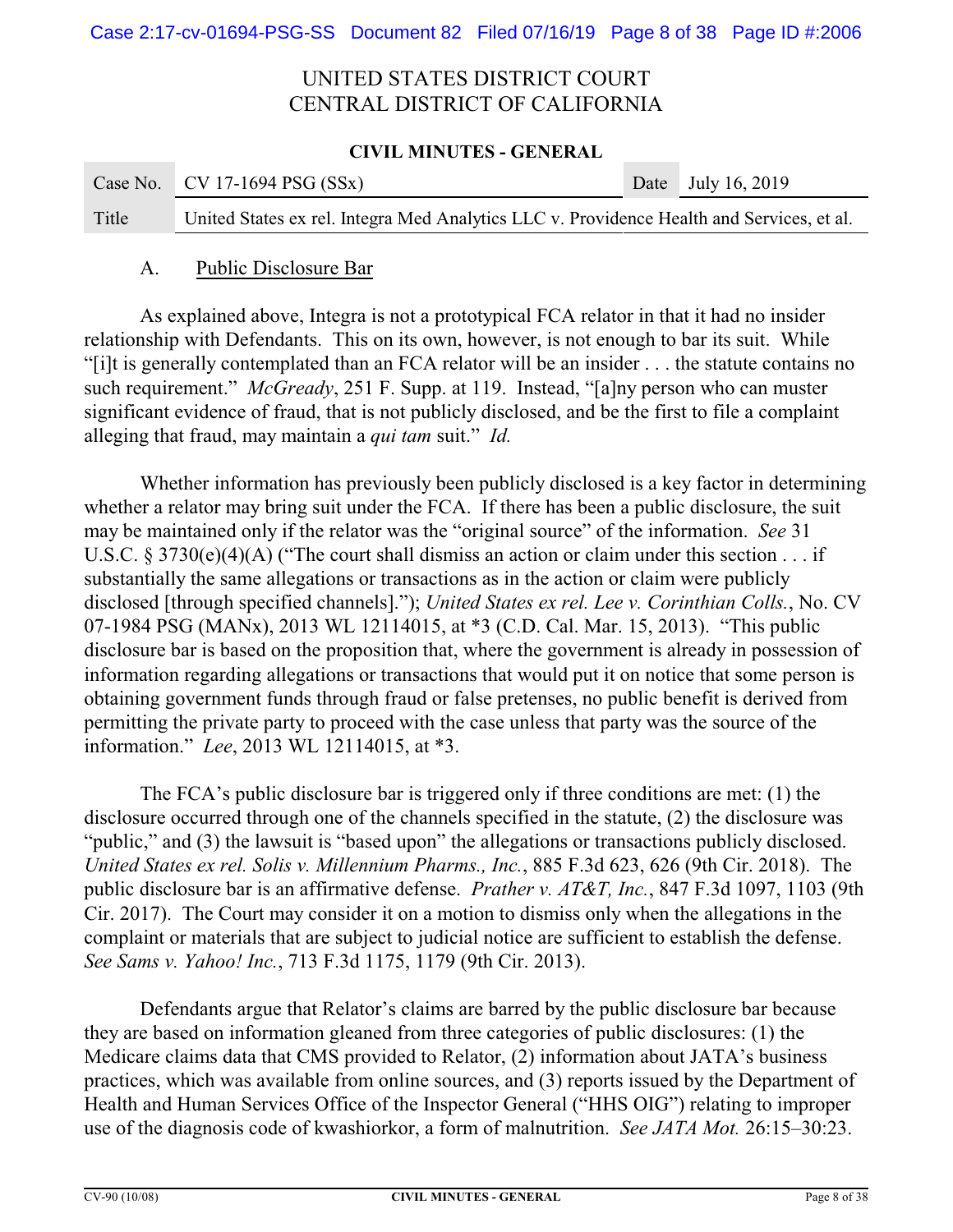### A. Public Disclosure Bar

As explained above, Integra is not a prototypical FCA relator in that it had no insider relationship with Defendants. This on its own, however, is not enough to bar its suit. While "[i]t is generally contemplated than an FCA relator will be an insider . . . the statute contains no such requirement." *McGready*, 251 F. Supp. at 119. Instead, "[a]ny person who can muster significant evidence of fraud, that is not publicly disclosed, and be the first to file a complaint alleging that fraud, may maintain a *qui tam* suit." *Id.*

Whether information has previously been publicly disclosed is a key factor in determining whether a relator may bring suit under the FCA. If there has been a public disclosure, the suit may be maintained only if the relator was the "original source" of the information. *See* 31 U.S.C. § 3730(e)(4)(A) ("The court shall dismiss an action or claim under this section . . . if substantially the same allegations or transactions as in the action or claim were publicly disclosed [through specified channels]."); *United States ex rel. Lee v. Corinthian Colls.*, No. CV 07-1984 PSG (MANx), 2013 WL 12114015, at *3 (C.D. Cal. Mar. 15, 2013). "This public disclosure bar is based on the proposition that, where the government is already in possession of information regarding allegations or transactions that would put it on notice that some person is obtaining government funds through fraud or false pretenses, no public benefit is derived from permitting the private party to proceed with the case unless that party was the source of the information." *Lee*, 2013 WL 12114015, at *3.

The FCA's public disclosure bar is triggered only if three conditions are met: (1) the disclosure occurred through one of the channels specified in the statute, (2) the disclosure was "public," and (3) the lawsuit is "based upon" the allegations or transactions publicly disclosed. *United States ex rel. Solis v. Millennium Pharms., Inc.*, 885 F.3d 623, 626 (9th Cir. 2018). The public disclosure bar is an affirmative defense. *Prather v. AT&T, Inc.*, 847 F.3d 1097, 1103 (9th Cir. 2017). The Court may consider it on a motion to dismiss only when the allegations in the complaint or materials that are subject to judicial notice are sufficient to establish the defense. *See Sams v. Yahoo! Inc.*, 713 F.3d 1175, 1179 (9th Cir. 2013).

Defendants argue that Relator's claims are barred by the public disclosure bar because they are based on information gleaned from three categories of public disclosures: (1) the Medicare claims data that CMS provided to Relator, (2) information about JATA's business practices, which was available from online sources, and (3) reports issued by the Department of Health and Human Services Office of the Inspector General ("HHS OIG") relating to improper use of the diagnosis code of kwashiorkor, a form of malnutrition. *See JATA Mot.* 26:15–30:23.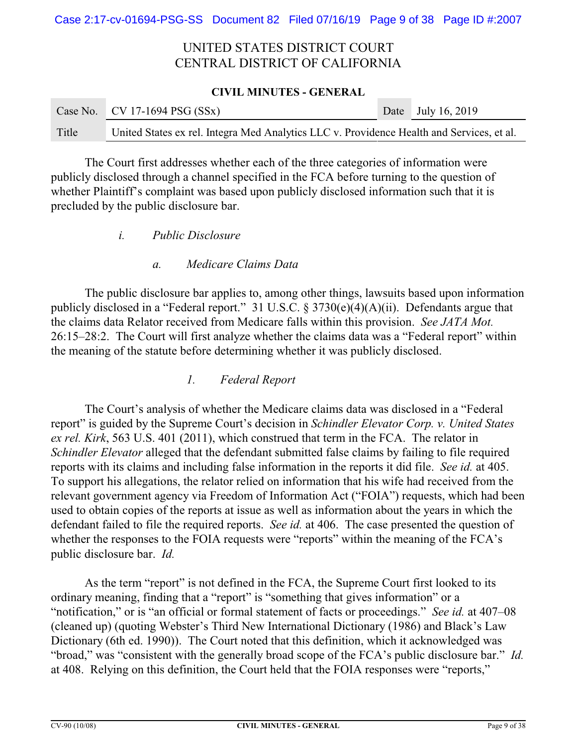The Court first addresses whether each of the three categories of information were publicly disclosed through a channel specified in the FCA before turning to the question of whether Plaintiff's complaint was based upon publicly disclosed information such that it is precluded by the public disclosure bar.

*i. Public Disclosure*

*a. Medicare Claims Data*

The public disclosure bar applies to, among other things, lawsuits based upon information publicly disclosed in a "Federal report." 31 U.S.C. § 3730(e)(4)(A)(ii). Defendants argue that the claims data Relator received from Medicare falls within this provision. *See JATA Mot.* 26:15–28:2. The Court will first analyze whether the claims data was a "Federal report" within the meaning of the statute before determining whether it was publicly disclosed.

*1. Federal Report*

The Court's analysis of whether the Medicare claims data was disclosed in a "Federal report" is guided by the Supreme Court's decision in *Schindler Elevator Corp. v. United States ex rel. Kirk*, 563 U.S. 401 (2011), which construed that term in the FCA. The relator in *Schindler Elevator* alleged that the defendant submitted false claims by failing to file required reports with its claims and including false information in the reports it did file. *See id.* at 405. To support his allegations, the relator relied on information that his wife had received from the relevant government agency via Freedom of Information Act ("FOIA") requests, which had been used to obtain copies of the reports at issue as well as information about the years in which the defendant failed to file the required reports. *See id.* at 406. The case presented the question of whether the responses to the FOIA requests were "reports" within the meaning of the FCA's public disclosure bar. *Id.*

As the term "report" is not defined in the FCA, the Supreme Court first looked to its ordinary meaning, finding that a "report" is "something that gives information" or a "notification," or is "an official or formal statement of facts or proceedings." *See id.* at 407–08 (cleaned up) (quoting Webster's Third New International Dictionary (1986) and Black's Law Dictionary (6th ed. 1990)). The Court noted that this definition, which it acknowledged was "broad," was "consistent with the generally broad scope of the FCA's public disclosure bar." *Id.* at 408. Relying on this definition, the Court held that the FOIA responses were "reports,"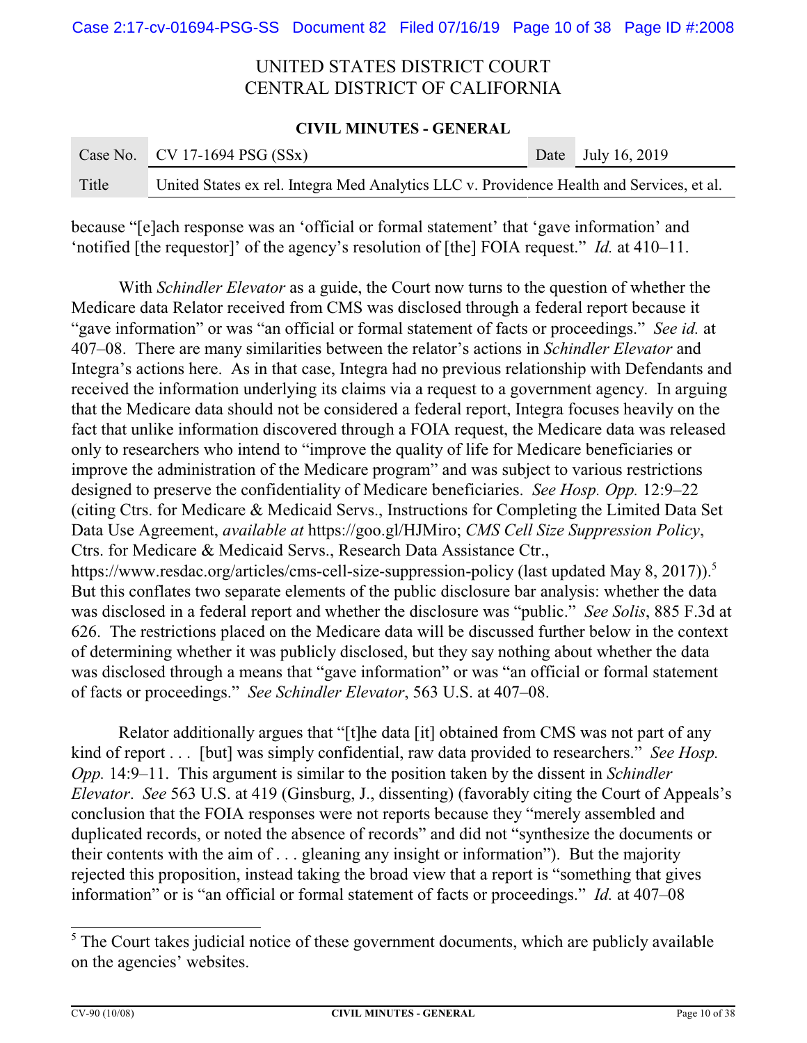because "[e]ach response was an 'official or formal statement' that 'gave information' and 'notified [the requestor]' of the agency's resolution of [the] FOIA request." *Id.* at 410–11.

With *Schindler Elevator* as a guide, the Court now turns to the question of whether the Medicare data Relator received from CMS was disclosed through a federal report because it "gave information" or was "an official or formal statement of facts or proceedings." *See id.* at 407–08. There are many similarities between the relator's actions in *Schindler Elevator* and Integra's actions here. As in that case, Integra had no previous relationship with Defendants and received the information underlying its claims via a request to a government agency. In arguing that the Medicare data should not be considered a federal report, Integra focuses heavily on the fact that unlike information discovered through a FOIA request, the Medicare data was released only to researchers who intend to "improve the quality of life for Medicare beneficiaries or improve the administration of the Medicare program" and was subject to various restrictions designed to preserve the confidentiality of Medicare beneficiaries. *See Hosp. Opp.* 12:9–22 (citing Ctrs. for Medicare & Medicaid Servs., Instructions for Completing the Limited Data Set Data Use Agreement, *available at* https://goo.gl/HJMiro; *CMS Cell Size Suppression Policy*, Ctrs. for Medicare & Medicaid Servs., Research Data Assistance Ctr., https://www.resdac.org/articles/cms-cell-size-suppression-policy (last updated May 8, 2017)).[5] But this conflates two separate elements of the public disclosure bar analysis: whether the data was disclosed in a federal report and whether the disclosure was "public." *See Solis*, 885 F.3d at 626. The restrictions placed on the Medicare data will be discussed further below in the context of determining whether it was publicly disclosed, but they say nothing about whether the data was disclosed through a means that "gave information" or was "an official or formal statement of facts or proceedings." *See Schindler Elevator*, 563 U.S. at 407–08.

Relator additionally argues that "[t]he data [it] obtained from CMS was not part of any kind of report . . . [but] was simply confidential, raw data provided to researchers." *See Hosp. Opp.* 14:9–11. This argument is similar to the position taken by the dissent in *Schindler Elevator*. *See* 563 U.S. at 419 (Ginsburg, J., dissenting) (favorably citing the Court of Appeals's conclusion that the FOIA responses were not reports because they "merely assembled and duplicated records, or noted the absence of records" and did not "synthesize the documents or their contents with the aim of . . . gleaning any insight or information"). But the majority rejected this proposition, instead taking the broad view that a report is "something that gives information" or is "an official or formal statement of facts or proceedings." *Id.* at 407–08

---

[5] The Court takes judicial notice of these government documents, which are publicly available on the agencies' websites.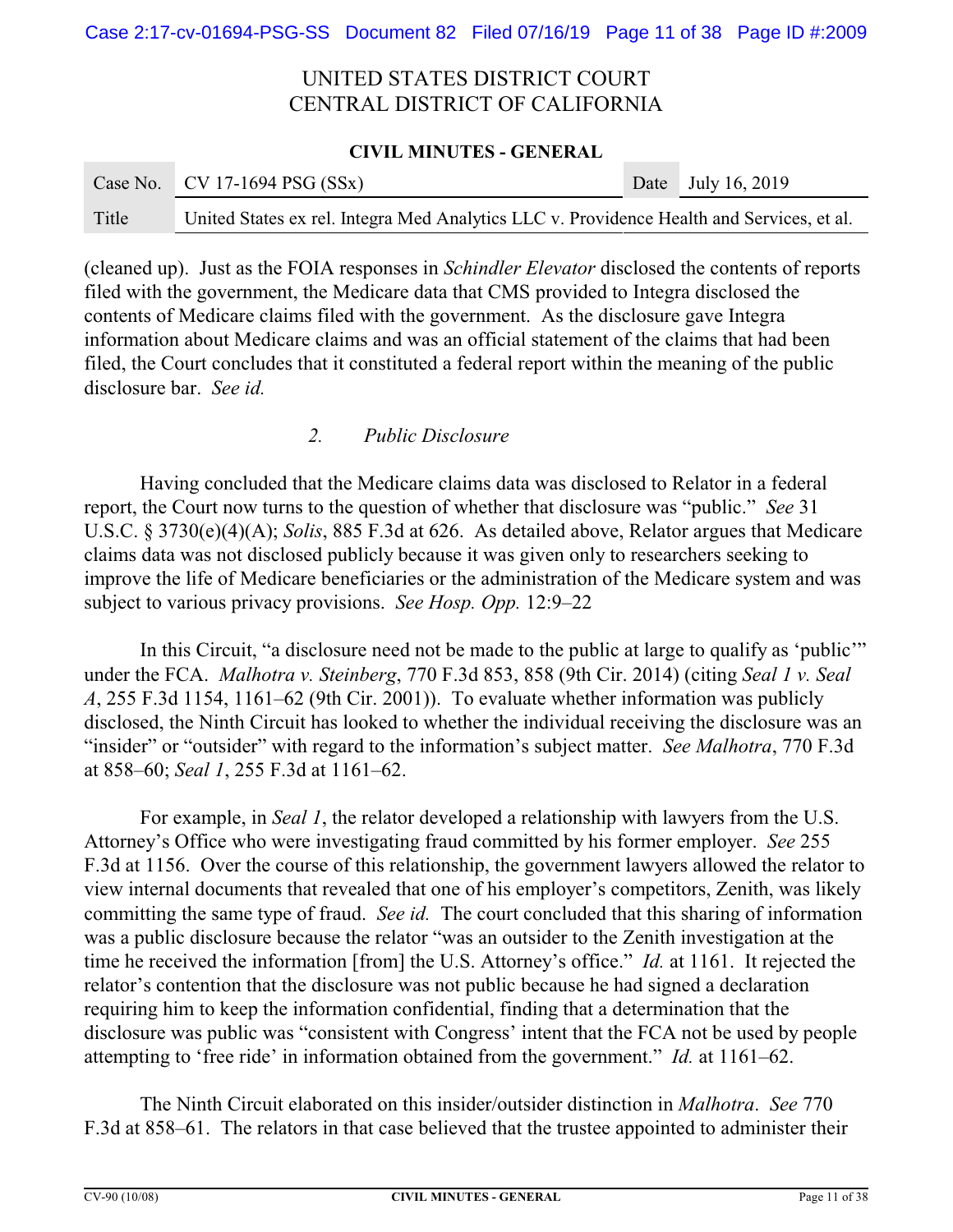(cleaned up). Just as the FOIA responses in *Schindler Elevator* disclosed the contents of reports filed with the government, the Medicare data that CMS provided to Integra disclosed the contents of Medicare claims filed with the government. As the disclosure gave Integra information about Medicare claims and was an official statement of the claims that had been filed, the Court concludes that it constituted a federal report within the meaning of the public disclosure bar. *See id.*

*2. Public Disclosure*

Having concluded that the Medicare claims data was disclosed to Relator in a federal report, the Court now turns to the question of whether that disclosure was "public." *See* 31 U.S.C. § 3730(e)(4)(A); *Solis*, 885 F.3d at 626. As detailed above, Relator argues that Medicare claims data was not disclosed publicly because it was given only to researchers seeking to improve the life of Medicare beneficiaries or the administration of the Medicare system and was subject to various privacy provisions. *See Hosp. Opp.* 12:9–22

In this Circuit, "a disclosure need not be made to the public at large to qualify as 'public'" under the FCA. *Malhotra v. Steinberg*, 770 F.3d 853, 858 (9th Cir. 2014) (citing *Seal 1 v. Seal A*, 255 F.3d 1154, 1161–62 (9th Cir. 2001)). To evaluate whether information was publicly disclosed, the Ninth Circuit has looked to whether the individual receiving the disclosure was an "insider" or "outsider" with regard to the information's subject matter. *See Malhotra*, 770 F.3d at 858–60; *Seal 1*, 255 F.3d at 1161–62.

For example, in *Seal 1*, the relator developed a relationship with lawyers from the U.S. Attorney's Office who were investigating fraud committed by his former employer. *See* 255 F.3d at 1156. Over the course of this relationship, the government lawyers allowed the relator to view internal documents that revealed that one of his employer's competitors, Zenith, was likely committing the same type of fraud. *See id.* The court concluded that this sharing of information was a public disclosure because the relator "was an outsider to the Zenith investigation at the time he received the information [from] the U.S. Attorney's office." *Id.* at 1161. It rejected the relator's contention that the disclosure was not public because he had signed a declaration requiring him to keep the information confidential, finding that a determination that the disclosure was public was "consistent with Congress' intent that the FCA not be used by people attempting to 'free ride' in information obtained from the government." *Id.* at 1161–62.

The Ninth Circuit elaborated on this insider/outsider distinction in *Malhotra*. *See* 770 F.3d at 858–61. The relators in that case believed that the trustee appointed to administer their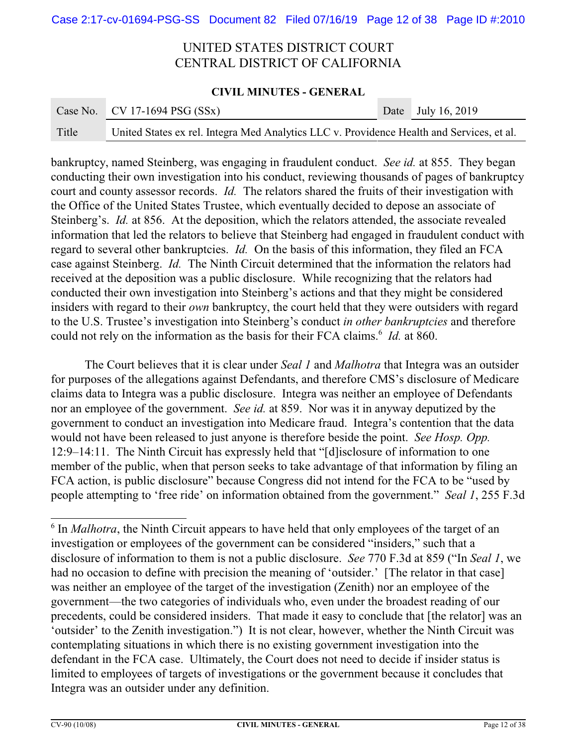bankruptcy, named Steinberg, was engaging in fraudulent conduct. *See id.* at 855. They began conducting their own investigation into his conduct, reviewing thousands of pages of bankruptcy court and county assessor records. *Id.* The relators shared the fruits of their investigation with the Office of the United States Trustee, which eventually decided to depose an associate of Steinberg's. *Id.* at 856. At the deposition, which the relators attended, the associate revealed information that led the relators to believe that Steinberg had engaged in fraudulent conduct with regard to several other bankruptcies. *Id.* On the basis of this information, they filed an FCA case against Steinberg. *Id.* The Ninth Circuit determined that the information the relators had received at the deposition was a public disclosure. While recognizing that the relators had conducted their own investigation into Steinberg's actions and that they might be considered insiders with regard to their *own* bankruptcy, the court held that they were outsiders with regard to the U.S. Trustee's investigation into Steinberg's conduct *in other bankruptcies* and therefore could not rely on the information as the basis for their FCA claims.[6] *Id.* at 860.

The Court believes that it is clear under *Seal 1* and *Malhotra* that Integra was an outsider for purposes of the allegations against Defendants, and therefore CMS's disclosure of Medicare claims data to Integra was a public disclosure. Integra was neither an employee of Defendants nor an employee of the government. *See id.* at 859. Nor was it in anyway deputized by the government to conduct an investigation into Medicare fraud. Integra's contention that the data would not have been released to just anyone is therefore beside the point. *See Hosp. Opp.* 12:9–14:11. The Ninth Circuit has expressly held that "[d]isclosure of information to one member of the public, when that person seeks to take advantage of that information by filing an FCA action, is public disclosure" because Congress did not intend for the FCA to be "used by people attempting to 'free ride' on information obtained from the government." *Seal 1*, 255 F.3d

---

[6] In *Malhotra*, the Ninth Circuit appears to have held that only employees of the target of an investigation or employees of the government can be considered "insiders," such that a disclosure of information to them is not a public disclosure. *See* 770 F.3d at 859 ("In *Seal 1*, we had no occasion to define with precision the meaning of 'outsider.' [The relator in that case] was neither an employee of the target of the investigation (Zenith) nor an employee of the government—the two categories of individuals who, even under the broadest reading of our precedents, could be considered insiders. That made it easy to conclude that [the relator] was an 'outsider' to the Zenith investigation.") It is not clear, however, whether the Ninth Circuit was contemplating situations in which there is no existing government investigation into the defendant in the FCA case. Ultimately, the Court does not need to decide if insider status is limited to employees of targets of investigations or the government because it concludes that Integra was an outsider under any definition.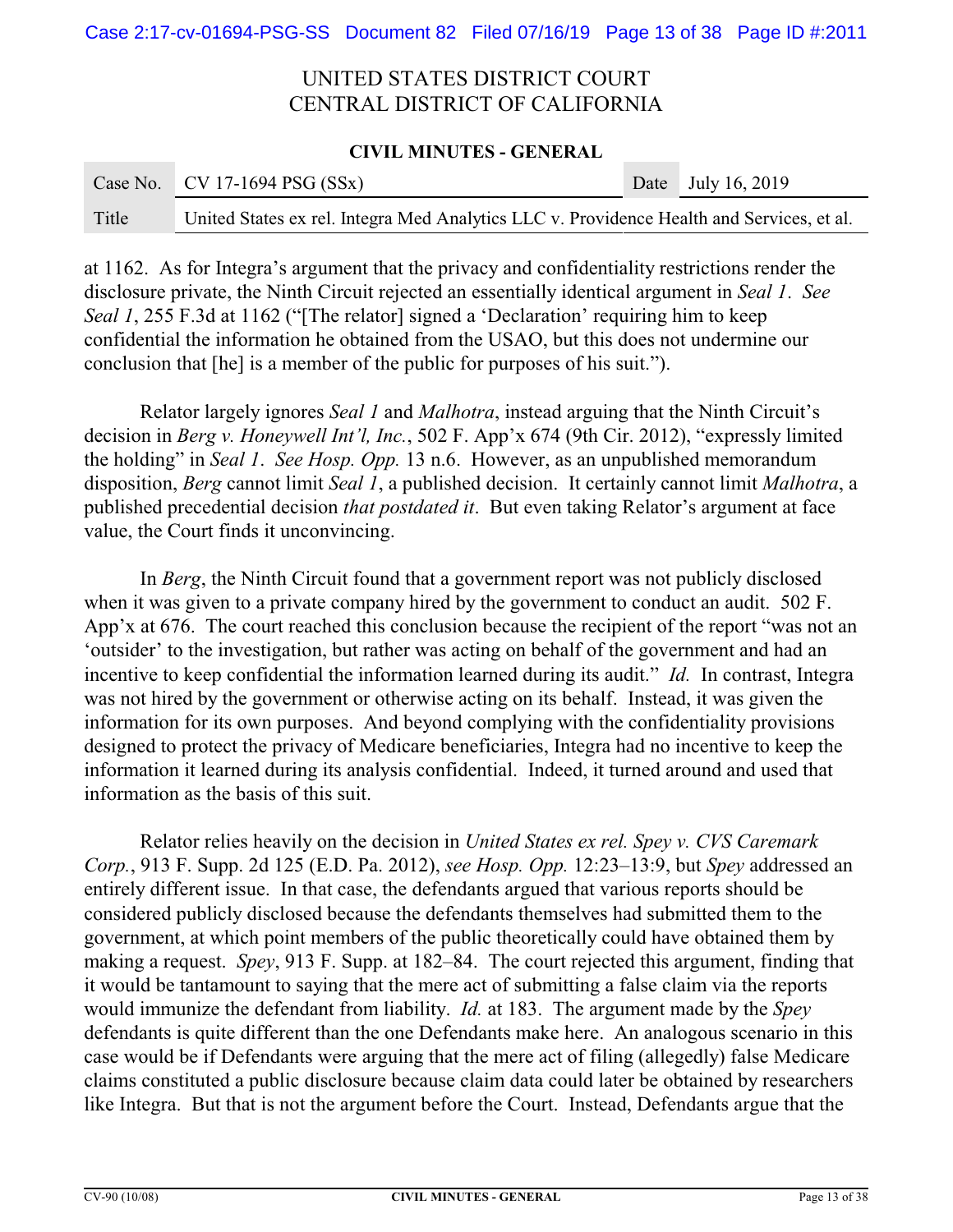at 1162. As for Integra's argument that the privacy and confidentiality restrictions render the disclosure private, the Ninth Circuit rejected an essentially identical argument in *Seal 1*. *See Seal 1*, 255 F.3d at 1162 ("[The relator] signed a 'Declaration' requiring him to keep confidential the information he obtained from the USAO, but this does not undermine our conclusion that [he] is a member of the public for purposes of his suit.").

Relator largely ignores *Seal 1* and *Malhotra*, instead arguing that the Ninth Circuit's decision in *Berg v. Honeywell Int'l, Inc.*, 502 F. App'x 674 (9th Cir. 2012), "expressly limited the holding" in *Seal 1*. *See Hosp. Opp.* 13 n.6. However, as an unpublished memorandum disposition, *Berg* cannot limit *Seal 1*, a published decision. It certainly cannot limit *Malhotra*, a published precedential decision *that postdated it*. But even taking Relator's argument at face value, the Court finds it unconvincing.

In *Berg*, the Ninth Circuit found that a government report was not publicly disclosed when it was given to a private company hired by the government to conduct an audit. 502 F. App'x at 676. The court reached this conclusion because the recipient of the report "was not an 'outsider' to the investigation, but rather was acting on behalf of the government and had an incentive to keep confidential the information learned during its audit." *Id.* In contrast, Integra was not hired by the government or otherwise acting on its behalf. Instead, it was given the information for its own purposes. And beyond complying with the confidentiality provisions designed to protect the privacy of Medicare beneficiaries, Integra had no incentive to keep the information it learned during its analysis confidential. Indeed, it turned around and used that information as the basis of this suit.

Relator relies heavily on the decision in *United States ex rel. Spey v. CVS Caremark Corp.*, 913 F. Supp. 2d 125 (E.D. Pa. 2012), *see Hosp. Opp.* 12:23–13:9, but *Spey* addressed an entirely different issue. In that case, the defendants argued that various reports should be considered publicly disclosed because the defendants themselves had submitted them to the government, at which point members of the public theoretically could have obtained them by making a request. *Spey*, 913 F. Supp. at 182–84. The court rejected this argument, finding that it would be tantamount to saying that the mere act of submitting a false claim via the reports would immunize the defendant from liability. *Id.* at 183. The argument made by the *Spey* defendants is quite different than the one Defendants make here. An analogous scenario in this case would be if Defendants were arguing that the mere act of filing (allegedly) false Medicare claims constituted a public disclosure because claim data could later be obtained by researchers like Integra. But that is not the argument before the Court. Instead, Defendants argue that the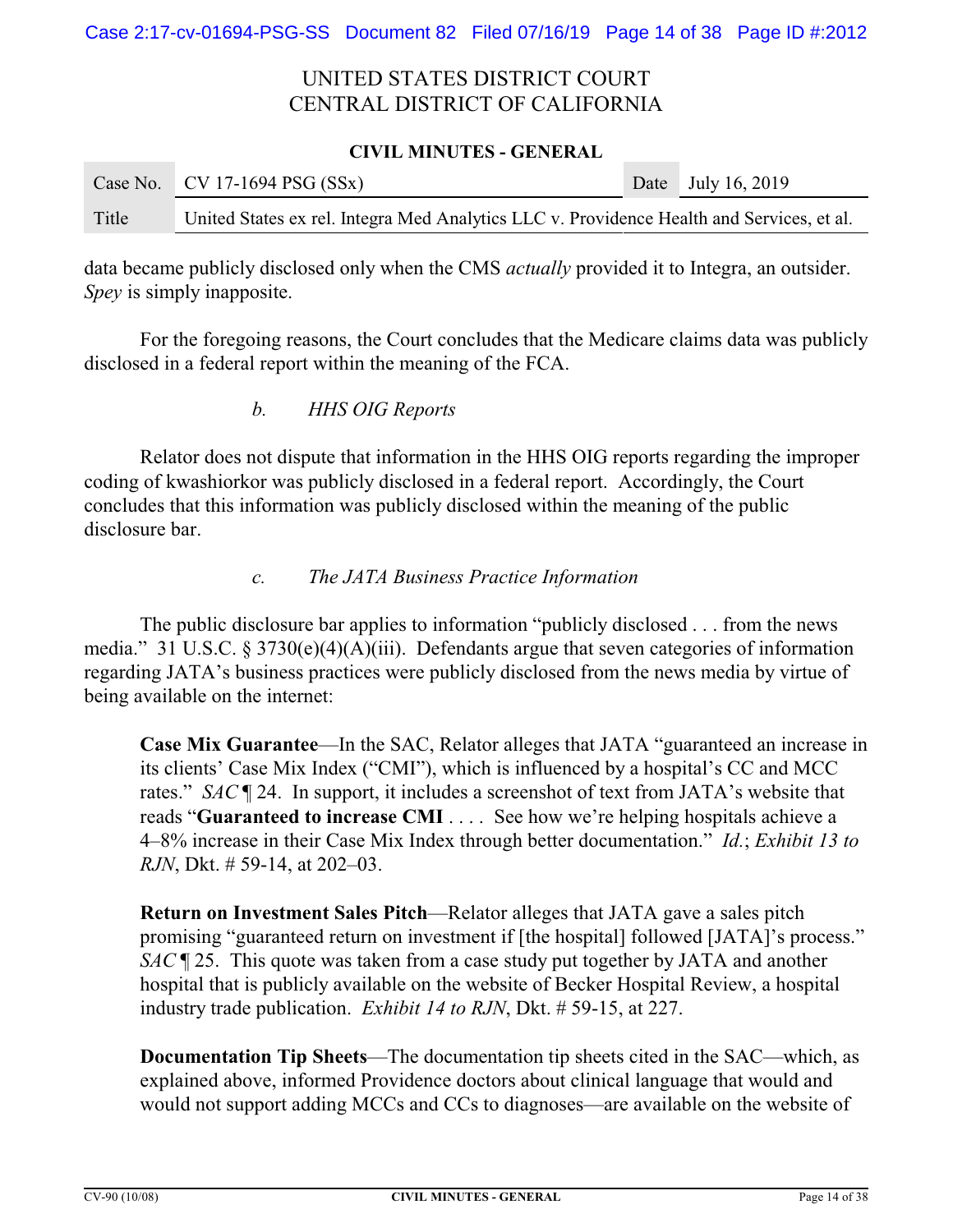data became publicly disclosed only when the CMS *actually* provided it to Integra, an outsider. *Spey* is simply inapposite.

For the foregoing reasons, the Court concludes that the Medicare claims data was publicly disclosed in a federal report within the meaning of the FCA.

*b. HHS OIG Reports*

Relator does not dispute that information in the HHS OIG reports regarding the improper coding of kwashiorkor was publicly disclosed in a federal report. Accordingly, the Court concludes that this information was publicly disclosed within the meaning of the public disclosure bar.

*c. The JATA Business Practice Information*

The public disclosure bar applies to information "publicly disclosed . . . from the news media." 31 U.S.C. § 3730(e)(4)(A)(iii). Defendants argue that seven categories of information regarding JATA's business practices were publicly disclosed from the news media by virtue of being available on the internet:

> **Case Mix Guarantee**—In the SAC, Relator alleges that JATA "guaranteed an increase in its clients' Case Mix Index ("CMI"), which is influenced by a hospital's CC and MCC rates." *SAC* ¶ 24. In support, it includes a screenshot of text from JATA's website that reads "**Guaranteed to increase CMI** . . . . See how we're helping hospitals achieve a 4–8% increase in their Case Mix Index through better documentation." *Id.*; *Exhibit 13 to RJN*, Dkt. # 59-14, at 202–03.
>
> **Return on Investment Sales Pitch**—Relator alleges that JATA gave a sales pitch promising "guaranteed return on investment if [the hospital] followed [JATA]'s process." *SAC* ¶ 25. This quote was taken from a case study put together by JATA and another hospital that is publicly available on the website of Becker Hospital Review, a hospital industry trade publication. *Exhibit 14 to RJN*, Dkt. # 59-15, at 227.
>
> **Documentation Tip Sheets**—The documentation tip sheets cited in the SAC—which, as explained above, informed Providence doctors about clinical language that would and would not support adding MCCs and CCs to diagnoses—are available on the website of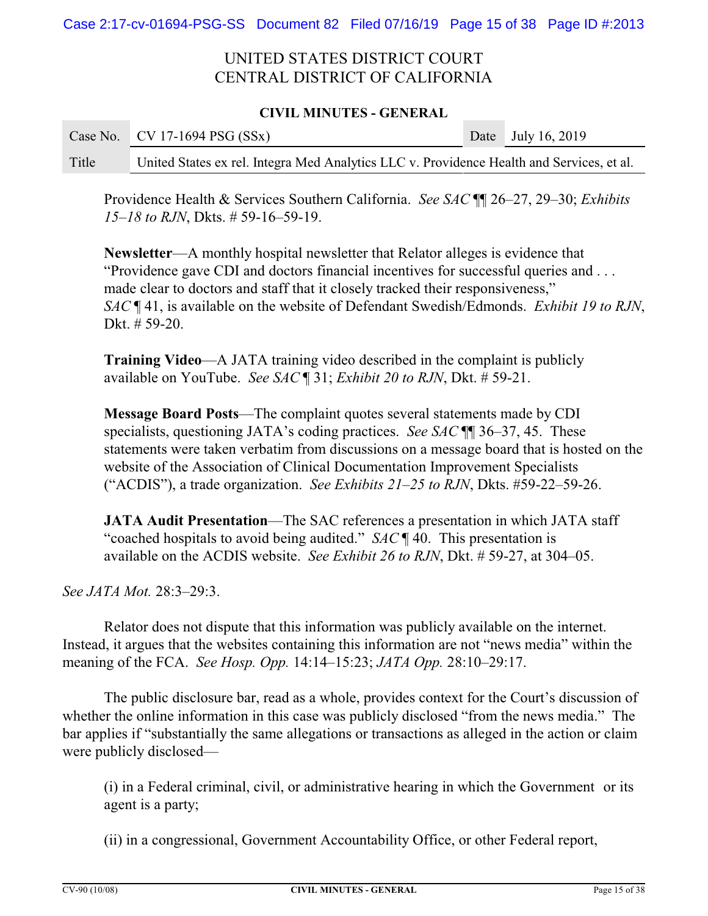Providence Health & Services Southern California. *See SAC* ¶¶ 26–27, 29–30; *Exhibits 15–18 to RJN*, Dkts. # 59-16–59-19.

> **Newsletter**—A monthly hospital newsletter that Relator alleges is evidence that "Providence gave CDI and doctors financial incentives for successful queries and . . . made clear to doctors and staff that it closely tracked their responsiveness," *SAC* ¶ 41, is available on the website of Defendant Swedish/Edmonds. *Exhibit 19 to RJN*, Dkt. # 59-20.
>
> **Training Video**—A JATA training video described in the complaint is publicly available on YouTube. *See SAC* ¶ 31; *Exhibit 20 to RJN*, Dkt. # 59-21.
>
> **Message Board Posts**—The complaint quotes several statements made by CDI specialists, questioning JATA's coding practices. *See SAC* ¶¶ 36–37, 45. These statements were taken verbatim from discussions on a message board that is hosted on the website of the Association of Clinical Documentation Improvement Specialists ("ACDIS"), a trade organization. *See Exhibits 21–25 to RJN*, Dkts. #59-22–59-26.
>
> **JATA Audit Presentation**—The SAC references a presentation in which JATA staff "coached hospitals to avoid being audited." *SAC* ¶ 40. This presentation is available on the ACDIS website. *See Exhibit 26 to RJN*, Dkt. # 59-27, at 304–05.

*See JATA Mot.* 28:3–29:3.

Relator does not dispute that this information was publicly available on the internet. Instead, it argues that the websites containing this information are not "news media" within the meaning of the FCA. *See Hosp. Opp.* 14:14–15:23; *JATA Opp.* 28:10–29:17.

The public disclosure bar, read as a whole, provides context for the Court's discussion of whether the online information in this case was publicly disclosed "from the news media." The bar applies if "substantially the same allegations or transactions as alleged in the action or claim were publicly disclosed—

> (i) in a Federal criminal, civil, or administrative hearing in which the Government or its agent is a party;
>
> (ii) in a congressional, Government Accountability Office, or other Federal report,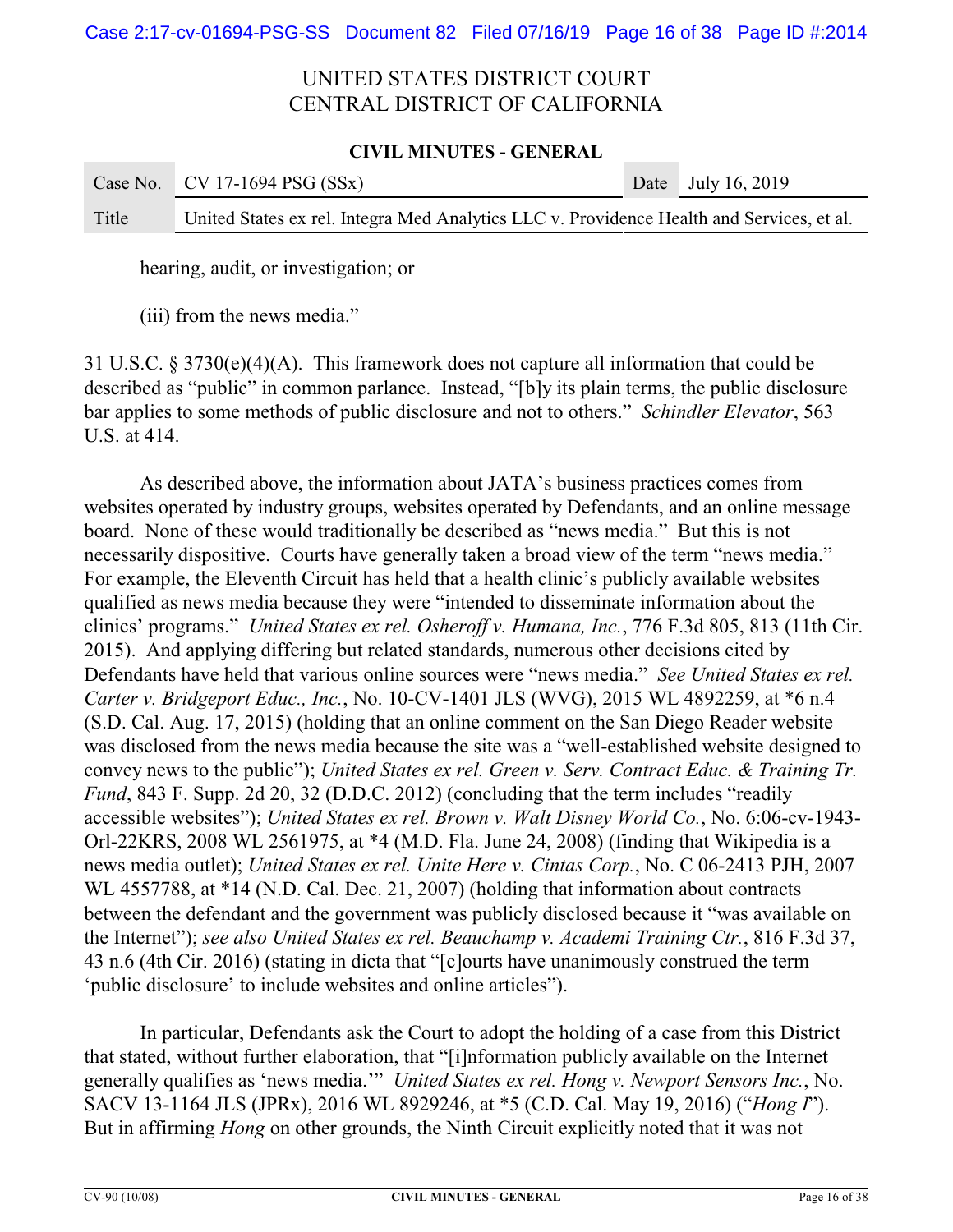hearing, audit, or investigation; or

(iii) from the news media."

31 U.S.C. § 3730(e)(4)(A). This framework does not capture all information that could be described as "public" in common parlance. Instead, "[b]y its plain terms, the public disclosure bar applies to some methods of public disclosure and not to others." *Schindler Elevator*, 563 U.S. at 414.

As described above, the information about JATA's business practices comes from websites operated by industry groups, websites operated by Defendants, and an online message board. None of these would traditionally be described as "news media." But this is not necessarily dispositive. Courts have generally taken a broad view of the term "news media." For example, the Eleventh Circuit has held that a health clinic's publicly available websites qualified as news media because they were "intended to disseminate information about the clinics' programs." *United States ex rel. Osheroff v. Humana, Inc.*, 776 F.3d 805, 813 (11th Cir. 2015). And applying differing but related standards, numerous other decisions cited by Defendants have held that various online sources were "news media." *See United States ex rel. Carter v. Bridgeport Educ., Inc.*, No. 10-CV-1401 JLS (WVG), 2015 WL 4892259, at *6 n.4 (S.D. Cal. Aug. 17, 2015) (holding that an online comment on the San Diego Reader website was disclosed from the news media because the site was a "well-established website designed to convey news to the public"); *United States ex rel. Green v. Serv. Contract Educ. & Training Tr. Fund*, 843 F. Supp. 2d 20, 32 (D.D.C. 2012) (concluding that the term includes "readily accessible websites"); *United States ex rel. Brown v. Walt Disney World Co.*, No. 6:06-cv-1943-Orl-22KRS, 2008 WL 2561975, at *4 (M.D. Fla. June 24, 2008) (finding that Wikipedia is a news media outlet); *United States ex rel. Unite Here v. Cintas Corp.*, No. C 06-2413 PJH, 2007 WL 4557788, at *14 (N.D. Cal. Dec. 21, 2007) (holding that information about contracts between the defendant and the government was publicly disclosed because it "was available on the Internet"); *see also United States ex rel. Beauchamp v. Academi Training Ctr.*, 816 F.3d 37, 43 n.6 (4th Cir. 2016) (stating in dicta that "[c]ourts have unanimously construed the term 'public disclosure' to include websites and online articles").

In particular, Defendants ask the Court to adopt the holding of a case from this District that stated, without further elaboration, that "[i]nformation publicly available on the Internet generally qualifies as 'news media.'" *United States ex rel. Hong v. Newport Sensors Inc.*, No. SACV 13-1164 JLS (JPRx), 2016 WL 8929246, at *5 (C.D. Cal. May 19, 2016) ("*Hong I*"). But in affirming *Hong* on other grounds, the Ninth Circuit explicitly noted that it was not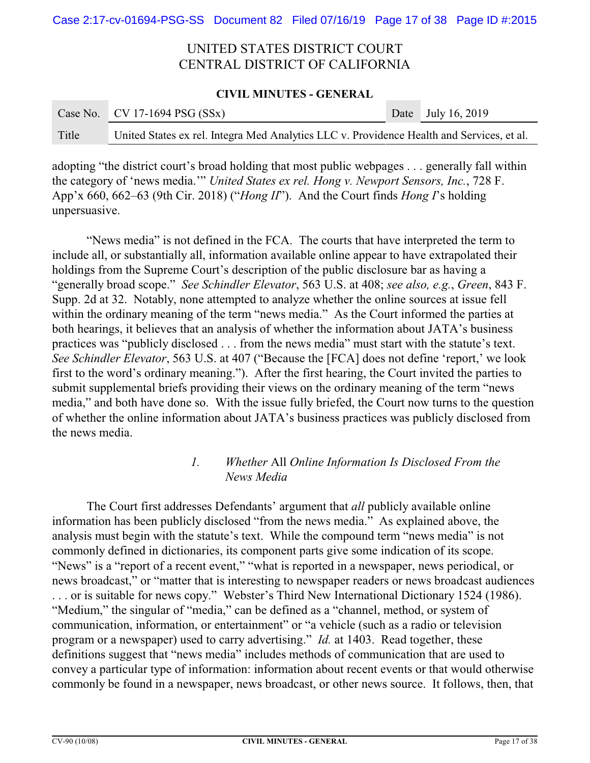adopting "the district court's broad holding that most public webpages . . . generally fall within the category of 'news media.'" *United States ex rel. Hong v. Newport Sensors, Inc.*, 728 F. App'x 660, 662–63 (9th Cir. 2018) ("*Hong II*"). And the Court finds *Hong I*'s holding unpersuasive.

"News media" is not defined in the FCA. The courts that have interpreted the term to include all, or substantially all, information available online appear to have extrapolated their holdings from the Supreme Court's description of the public disclosure bar as having a "generally broad scope." *See Schindler Elevator*, 563 U.S. at 408; *see also, e.g.*, *Green*, 843 F. Supp. 2d at 32. Notably, none attempted to analyze whether the online sources at issue fell within the ordinary meaning of the term "news media." As the Court informed the parties at both hearings, it believes that an analysis of whether the information about JATA's business practices was "publicly disclosed . . . from the news media" must start with the statute's text. *See Schindler Elevator*, 563 U.S. at 407 ("Because the [FCA] does not define 'report,' we look first to the word's ordinary meaning."). After the first hearing, the Court invited the parties to submit supplemental briefs providing their views on the ordinary meaning of the term "news media," and both have done so. With the issue fully briefed, the Court now turns to the question of whether the online information about JATA's business practices was publicly disclosed from the news media.

### 1. *Whether* All *Online Information Is Disclosed From the News Media*

The Court first addresses Defendants' argument that *all* publicly available online information has been publicly disclosed "from the news media." As explained above, the analysis must begin with the statute's text. While the compound term "news media" is not commonly defined in dictionaries, its component parts give some indication of its scope. "News" is a "report of a recent event," "what is reported in a newspaper, news periodical, or news broadcast," or "matter that is interesting to newspaper readers or news broadcast audiences . . . or is suitable for news copy." Webster's Third New International Dictionary 1524 (1986). "Medium," the singular of "media," can be defined as a "channel, method, or system of communication, information, or entertainment" or "a vehicle (such as a radio or television program or a newspaper) used to carry advertising." *Id.* at 1403. Read together, these definitions suggest that "news media" includes methods of communication that are used to convey a particular type of information: information about recent events or that would otherwise commonly be found in a newspaper, news broadcast, or other news source. It follows, then, that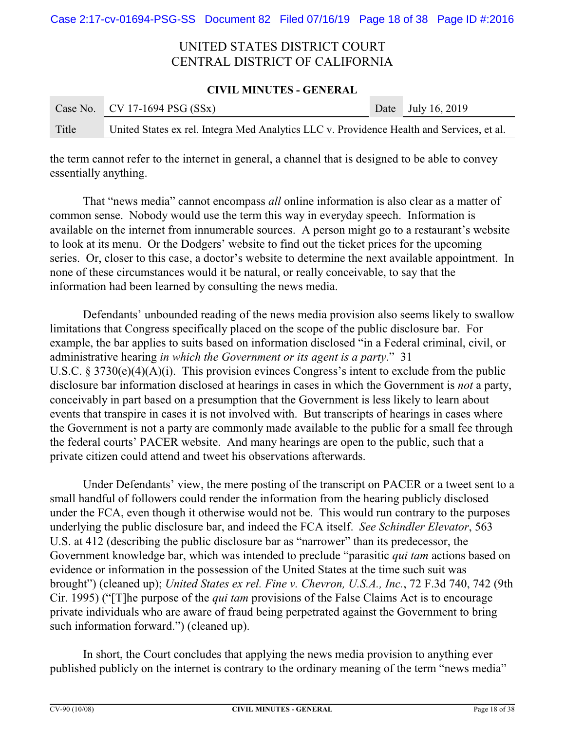the term cannot refer to the internet in general, a channel that is designed to be able to convey essentially anything.

That "news media" cannot encompass *all* online information is also clear as a matter of common sense. Nobody would use the term this way in everyday speech. Information is available on the internet from innumerable sources. A person might go to a restaurant's website to look at its menu. Or the Dodgers' website to find out the ticket prices for the upcoming series. Or, closer to this case, a doctor's website to determine the next available appointment. In none of these circumstances would it be natural, or really conceivable, to say that the information had been learned by consulting the news media.

Defendants' unbounded reading of the news media provision also seems likely to swallow limitations that Congress specifically placed on the scope of the public disclosure bar. For example, the bar applies to suits based on information disclosed "in a Federal criminal, civil, or administrative hearing *in which the Government or its agent is a party*." 31 U.S.C. § 3730(e)(4)(A)(i). This provision evinces Congress's intent to exclude from the public disclosure bar information disclosed at hearings in cases in which the Government is *not* a party, conceivably in part based on a presumption that the Government is less likely to learn about events that transpire in cases it is not involved with. But transcripts of hearings in cases where the Government is not a party are commonly made available to the public for a small fee through the federal courts' PACER website. And many hearings are open to the public, such that a private citizen could attend and tweet his observations afterwards.

Under Defendants' view, the mere posting of the transcript on PACER or a tweet sent to a small handful of followers could render the information from the hearing publicly disclosed under the FCA, even though it otherwise would not be. This would run contrary to the purposes underlying the public disclosure bar, and indeed the FCA itself. *See Schindler Elevator*, 563 U.S. at 412 (describing the public disclosure bar as "narrower" than its predecessor, the Government knowledge bar, which was intended to preclude "parasitic *qui tam* actions based on evidence or information in the possession of the United States at the time such suit was brought") (cleaned up); *United States ex rel. Fine v. Chevron, U.S.A., Inc.*, 72 F.3d 740, 742 (9th Cir. 1995) ("[T]he purpose of the *qui tam* provisions of the False Claims Act is to encourage private individuals who are aware of fraud being perpetrated against the Government to bring such information forward.") (cleaned up).

In short, the Court concludes that applying the news media provision to anything ever published publicly on the internet is contrary to the ordinary meaning of the term "news media"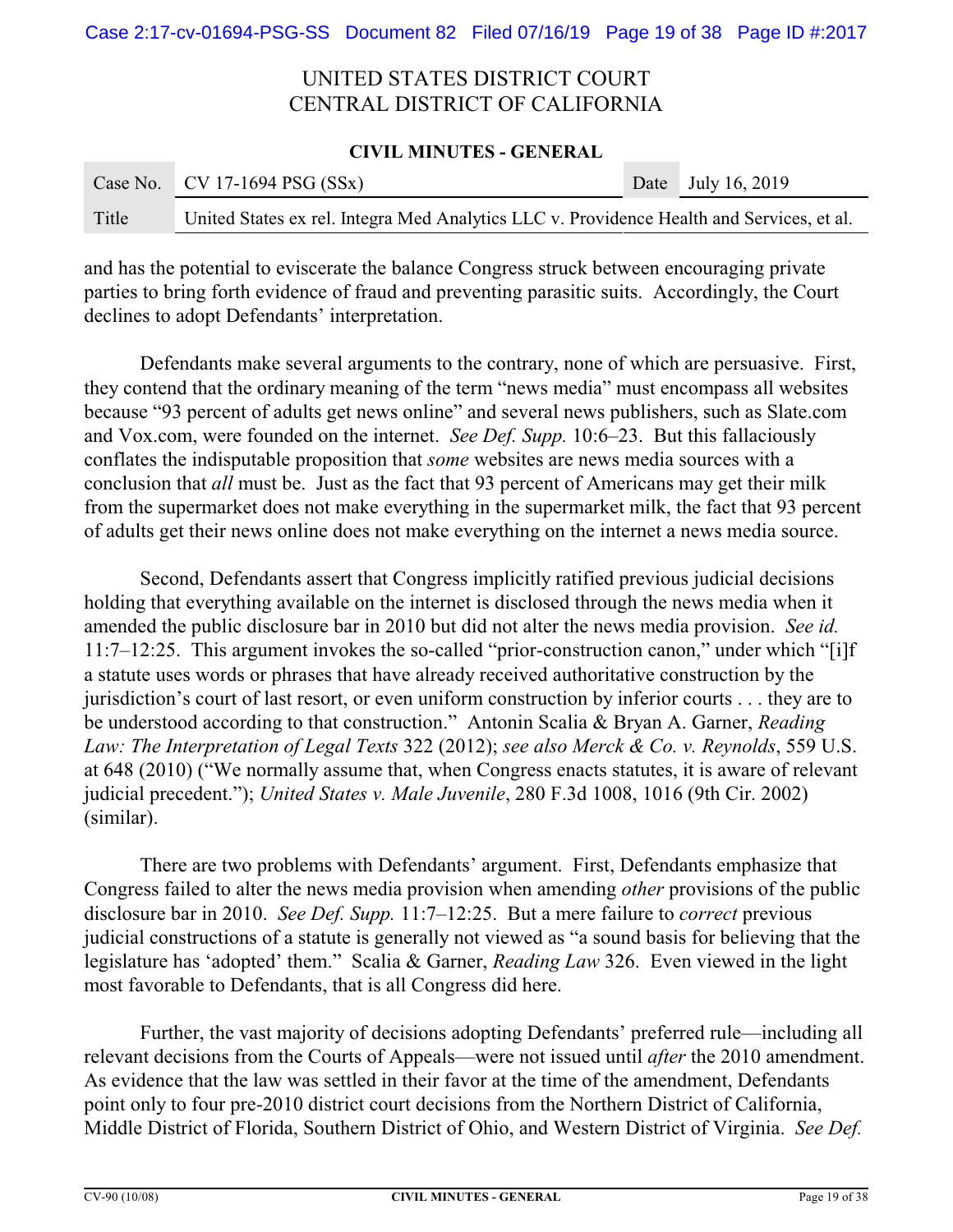and has the potential to eviscerate the balance Congress struck between encouraging private parties to bring forth evidence of fraud and preventing parasitic suits. Accordingly, the Court declines to adopt Defendants' interpretation.

Defendants make several arguments to the contrary, none of which are persuasive. First, they contend that the ordinary meaning of the term "news media" must encompass all websites because "93 percent of adults get news online" and several news publishers, such as Slate.com and Vox.com, were founded on the internet. *See Def. Supp.* 10:6–23. But this fallaciously conflates the indisputable proposition that *some* websites are news media sources with a conclusion that *all* must be. Just as the fact that 93 percent of Americans may get their milk from the supermarket does not make everything in the supermarket milk, the fact that 93 percent of adults get their news online does not make everything on the internet a news media source.

Second, Defendants assert that Congress implicitly ratified previous judicial decisions holding that everything available on the internet is disclosed through the news media when it amended the public disclosure bar in 2010 but did not alter the news media provision. *See id.* 11:7–12:25. This argument invokes the so-called "prior-construction canon," under which "[i]f a statute uses words or phrases that have already received authoritative construction by the jurisdiction's court of last resort, or even uniform construction by inferior courts . . . they are to be understood according to that construction." Antonin Scalia & Bryan A. Garner, *Reading Law: The Interpretation of Legal Texts* 322 (2012); *see also Merck & Co. v. Reynolds*, 559 U.S. at 648 (2010) ("We normally assume that, when Congress enacts statutes, it is aware of relevant judicial precedent."); *United States v. Male Juvenile*, 280 F.3d 1008, 1016 (9th Cir. 2002) (similar).

There are two problems with Defendants' argument. First, Defendants emphasize that Congress failed to alter the news media provision when amending *other* provisions of the public disclosure bar in 2010. *See Def. Supp.* 11:7–12:25. But a mere failure to *correct* previous judicial constructions of a statute is generally not viewed as "a sound basis for believing that the legislature has 'adopted' them." Scalia & Garner, *Reading Law* 326. Even viewed in the light most favorable to Defendants, that is all Congress did here.

Further, the vast majority of decisions adopting Defendants' preferred rule—including all relevant decisions from the Courts of Appeals—were not issued until *after* the 2010 amendment. As evidence that the law was settled in their favor at the time of the amendment, Defendants point only to four pre-2010 district court decisions from the Northern District of California, Middle District of Florida, Southern District of Ohio, and Western District of Virginia. *See Def.*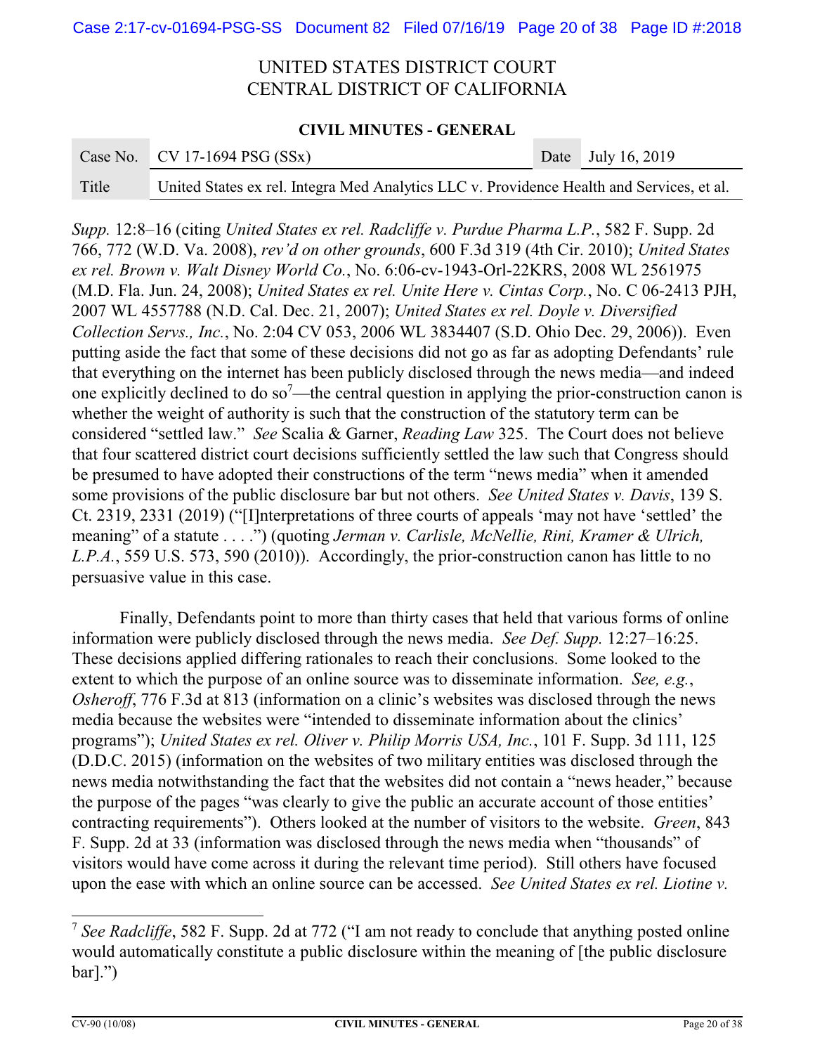UNITED STATES DISTRICT COURT
CENTRAL DISTRICT OF CALIFORNIA

**CIVIL MINUTES - GENERAL**

| Case No. | CV 17-1694 PSG (SSx) | Date | July 16, 2019 |
|---|---|---|---|
| Title | United States ex rel. Integra Med Analytics LLC v. Providence Health and Services, et al. | | |

*Supp.* 12:8–16 (citing *United States ex rel. Radcliffe v. Purdue Pharma L.P.*, 582 F. Supp. 2d 766, 772 (W.D. Va. 2008), *rev'd on other grounds*, 600 F.3d 319 (4th Cir. 2010); *United States ex rel. Brown v. Walt Disney World Co.*, No. 6:06-cv-1943-Orl-22KRS, 2008 WL 2561975 (M.D. Fla. Jun. 24, 2008); *United States ex rel. Unite Here v. Cintas Corp.*, No. C 06-2413 PJH, 2007 WL 4557788 (N.D. Cal. Dec. 21, 2007); *United States ex rel. Doyle v. Diversified Collection Servs., Inc.*, No. 2:04 CV 053, 2006 WL 3834407 (S.D. Ohio Dec. 29, 2006)). Even putting aside the fact that some of these decisions did not go as far as adopting Defendants' rule that everything on the internet has been publicly disclosed through the news media—and indeed one explicitly declined to do so[7]—the central question in applying the prior-construction canon is whether the weight of authority is such that the construction of the statutory term can be considered "settled law." *See* Scalia & Garner, *Reading Law* 325. The Court does not believe that four scattered district court decisions sufficiently settled the law such that Congress should be presumed to have adopted their constructions of the term "news media" when it amended some provisions of the public disclosure bar but not others. *See United States v. Davis*, 139 S. Ct. 2319, 2331 (2019) ("[I]nterpretations of three courts of appeals 'may not have 'settled' the meaning" of a statute . . . .") (quoting *Jerman v. Carlisle, McNellie, Rini, Kramer & Ulrich, L.P.A.*, 559 U.S. 573, 590 (2010)). Accordingly, the prior-construction canon has little to no persuasive value in this case.

Finally, Defendants point to more than thirty cases that held that various forms of online information were publicly disclosed through the news media. *See Def. Supp.* 12:27–16:25. These decisions applied differing rationales to reach their conclusions. Some looked to the extent to which the purpose of an online source was to disseminate information. *See, e.g.*, *Osheroff*, 776 F.3d at 813 (information on a clinic's websites was disclosed through the news media because the websites were "intended to disseminate information about the clinics' programs"); *United States ex rel. Oliver v. Philip Morris USA, Inc.*, 101 F. Supp. 3d 111, 125 (D.D.C. 2015) (information on the websites of two military entities was disclosed through the news media notwithstanding the fact that the websites did not contain a "news header," because the purpose of the pages "was clearly to give the public an accurate account of those entities' contracting requirements"). Others looked at the number of visitors to the website. *Green*, 843 F. Supp. 2d at 33 (information was disclosed through the news media when "thousands" of visitors would have come across it during the relevant time period). Still others have focused upon the ease with which an online source can be accessed. *See United States ex rel. Liotine v.*

---

[7] *See Radcliffe*, 582 F. Supp. 2d at 772 ("I am not ready to conclude that anything posted online would automatically constitute a public disclosure within the meaning of [the public disclosure bar].")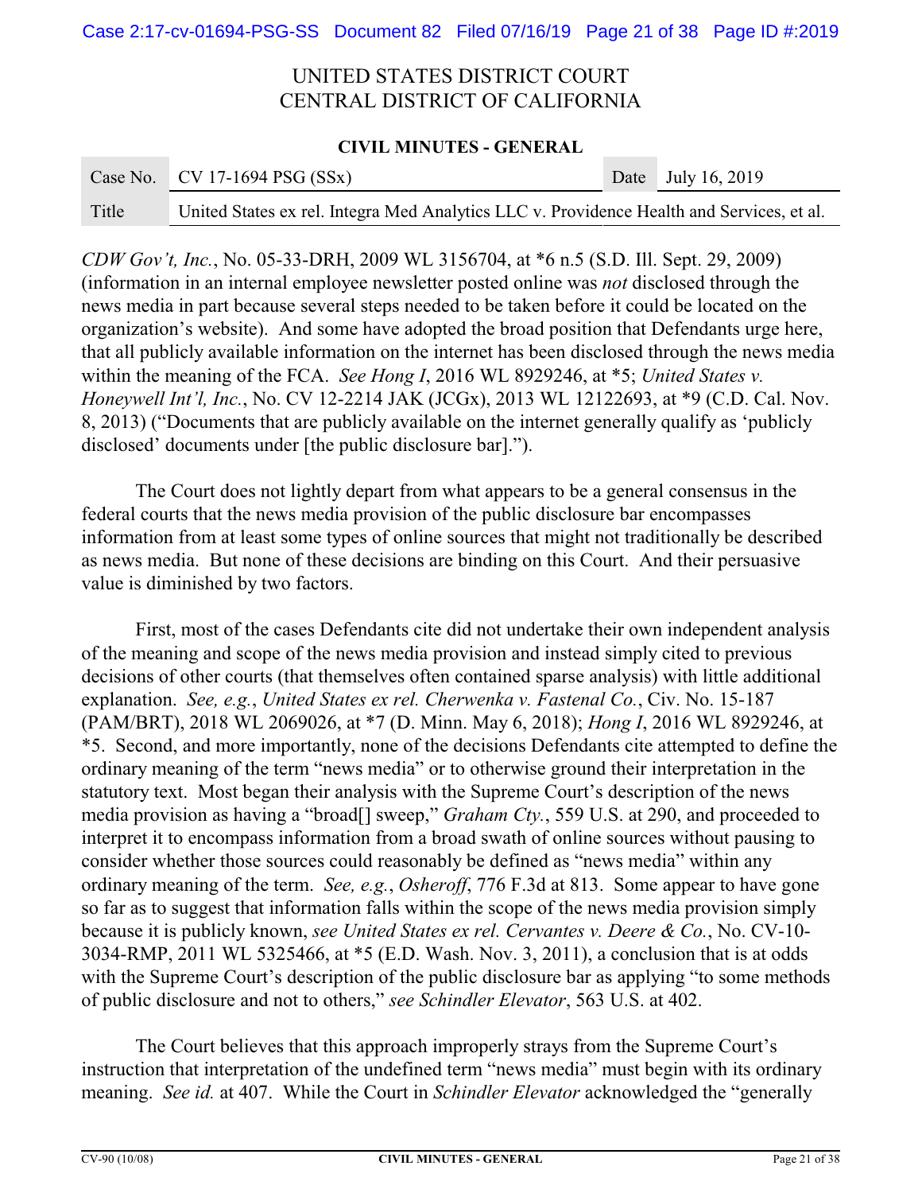*CDW Gov't, Inc.*, No. 05-33-DRH, 2009 WL 3156704, at *6 n.5 (S.D. Ill. Sept. 29, 2009) (information in an internal employee newsletter posted online was *not* disclosed through the news media in part because several steps needed to be taken before it could be located on the organization's website). And some have adopted the broad position that Defendants urge here, that all publicly available information on the internet has been disclosed through the news media within the meaning of the FCA. *See Hong I*, 2016 WL 8929246, at *5; *United States v. Honeywell Int'l, Inc.*, No. CV 12-2214 JAK (JCGx), 2013 WL 12122693, at *9 (C.D. Cal. Nov. 8, 2013) ("Documents that are publicly available on the internet generally qualify as 'publicly disclosed' documents under [the public disclosure bar].").

The Court does not lightly depart from what appears to be a general consensus in the federal courts that the news media provision of the public disclosure bar encompasses information from at least some types of online sources that might not traditionally be described as news media. But none of these decisions are binding on this Court. And their persuasive value is diminished by two factors.

First, most of the cases Defendants cite did not undertake their own independent analysis of the meaning and scope of the news media provision and instead simply cited to previous decisions of other courts (that themselves often contained sparse analysis) with little additional explanation. *See, e.g.*, *United States ex rel. Cherwenka v. Fastenal Co.*, Civ. No. 15-187 (PAM/BRT), 2018 WL 2069026, at *7 (D. Minn. May 6, 2018); *Hong I*, 2016 WL 8929246, at *5. Second, and more importantly, none of the decisions Defendants cite attempted to define the ordinary meaning of the term "news media" or to otherwise ground their interpretation in the statutory text. Most began their analysis with the Supreme Court's description of the news media provision as having a "broad[] sweep," *Graham Cty.*, 559 U.S. at 290, and proceeded to interpret it to encompass information from a broad swath of online sources without pausing to consider whether those sources could reasonably be defined as "news media" within any ordinary meaning of the term. *See, e.g.*, *Osheroff*, 776 F.3d at 813. Some appear to have gone so far as to suggest that information falls within the scope of the news media provision simply because it is publicly known, *see United States ex rel. Cervantes v. Deere & Co.*, No. CV-10-3034-RMP, 2011 WL 5325466, at *5 (E.D. Wash. Nov. 3, 2011), a conclusion that is at odds with the Supreme Court's description of the public disclosure bar as applying "to some methods of public disclosure and not to others," *see Schindler Elevator*, 563 U.S. at 402.

The Court believes that this approach improperly strays from the Supreme Court's instruction that interpretation of the undefined term "news media" must begin with its ordinary meaning. *See id.* at 407. While the Court in *Schindler Elevator* acknowledged the "generally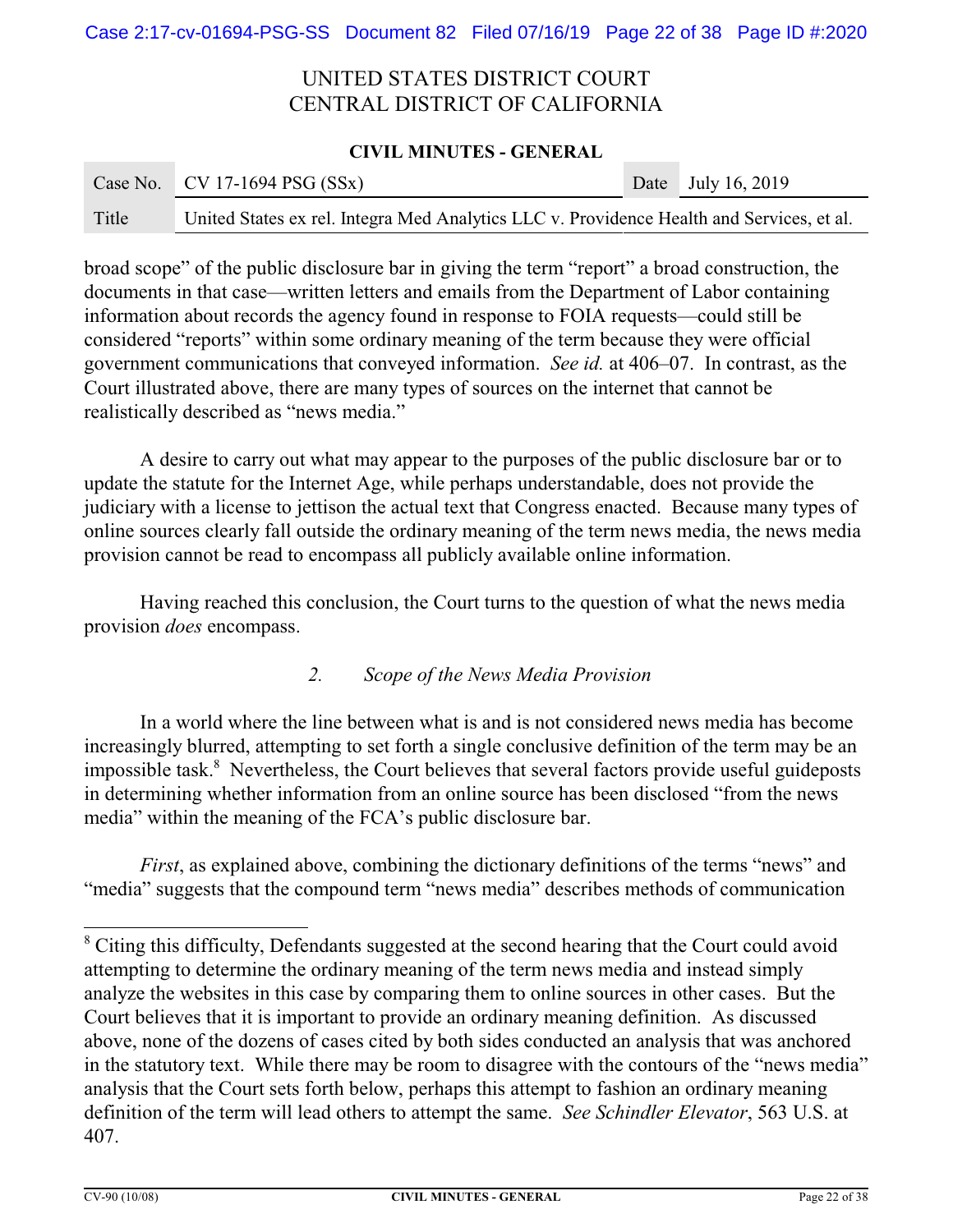broad scope" of the public disclosure bar in giving the term "report" a broad construction, the documents in that case—written letters and emails from the Department of Labor containing information about records the agency found in response to FOIA requests—could still be considered "reports" within some ordinary meaning of the term because they were official government communications that conveyed information. *See id.* at 406–07. In contrast, as the Court illustrated above, there are many types of sources on the internet that cannot be realistically described as "news media."

A desire to carry out what may appear to the purposes of the public disclosure bar or to update the statute for the Internet Age, while perhaps understandable, does not provide the judiciary with a license to jettison the actual text that Congress enacted. Because many types of online sources clearly fall outside the ordinary meaning of the term news media, the news media provision cannot be read to encompass all publicly available online information.

Having reached this conclusion, the Court turns to the question of what the news media provision *does* encompass.

*2. Scope of the News Media Provision*

In a world where the line between what is and is not considered news media has become increasingly blurred, attempting to set forth a single conclusive definition of the term may be an impossible task.[8] Nevertheless, the Court believes that several factors provide useful guideposts in determining whether information from an online source has been disclosed "from the news media" within the meaning of the FCA's public disclosure bar.

*First*, as explained above, combining the dictionary definitions of the terms "news" and "media" suggests that the compound term "news media" describes methods of communication

---

[8] Citing this difficulty, Defendants suggested at the second hearing that the Court could avoid attempting to determine the ordinary meaning of the term news media and instead simply analyze the websites in this case by comparing them to online sources in other cases. But the Court believes that it is important to provide an ordinary meaning definition. As discussed above, none of the dozens of cases cited by both sides conducted an analysis that was anchored in the statutory text. While there may be room to disagree with the contours of the "news media" analysis that the Court sets forth below, perhaps this attempt to fashion an ordinary meaning definition of the term will lead others to attempt the same. *See Schindler Elevator*, 563 U.S. at 407.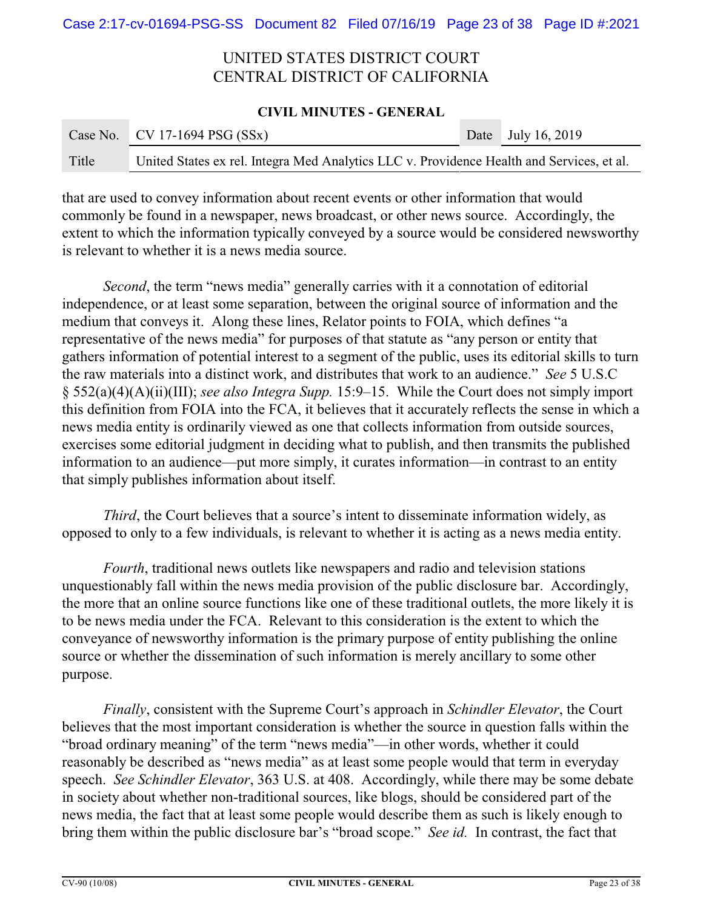that are used to convey information about recent events or other information that would commonly be found in a newspaper, news broadcast, or other news source. Accordingly, the extent to which the information typically conveyed by a source would be considered newsworthy is relevant to whether it is a news media source.

*Second*, the term "news media" generally carries with it a connotation of editorial independence, or at least some separation, between the original source of information and the medium that conveys it. Along these lines, Relator points to FOIA, which defines "a representative of the news media" for purposes of that statute as "any person or entity that gathers information of potential interest to a segment of the public, uses its editorial skills to turn the raw materials into a distinct work, and distributes that work to an audience." *See* 5 U.S.C § 552(a)(4)(A)(ii)(III); *see also Integra Supp.* 15:9–15. While the Court does not simply import this definition from FOIA into the FCA, it believes that it accurately reflects the sense in which a news media entity is ordinarily viewed as one that collects information from outside sources, exercises some editorial judgment in deciding what to publish, and then transmits the published information to an audience—put more simply, it curates information—in contrast to an entity that simply publishes information about itself.

*Third*, the Court believes that a source's intent to disseminate information widely, as opposed to only to a few individuals, is relevant to whether it is acting as a news media entity.

*Fourth*, traditional news outlets like newspapers and radio and television stations unquestionably fall within the news media provision of the public disclosure bar. Accordingly, the more that an online source functions like one of these traditional outlets, the more likely it is to be news media under the FCA. Relevant to this consideration is the extent to which the conveyance of newsworthy information is the primary purpose of entity publishing the online source or whether the dissemination of such information is merely ancillary to some other purpose.

*Finally*, consistent with the Supreme Court's approach in *Schindler Elevator*, the Court believes that the most important consideration is whether the source in question falls within the "broad ordinary meaning" of the term "news media"—in other words, whether it could reasonably be described as "news media" as at least some people would that term in everyday speech. *See Schindler Elevator*, 363 U.S. at 408. Accordingly, while there may be some debate in society about whether non-traditional sources, like blogs, should be considered part of the news media, the fact that at least some people would describe them as such is likely enough to bring them within the public disclosure bar's "broad scope." *See id.* In contrast, the fact that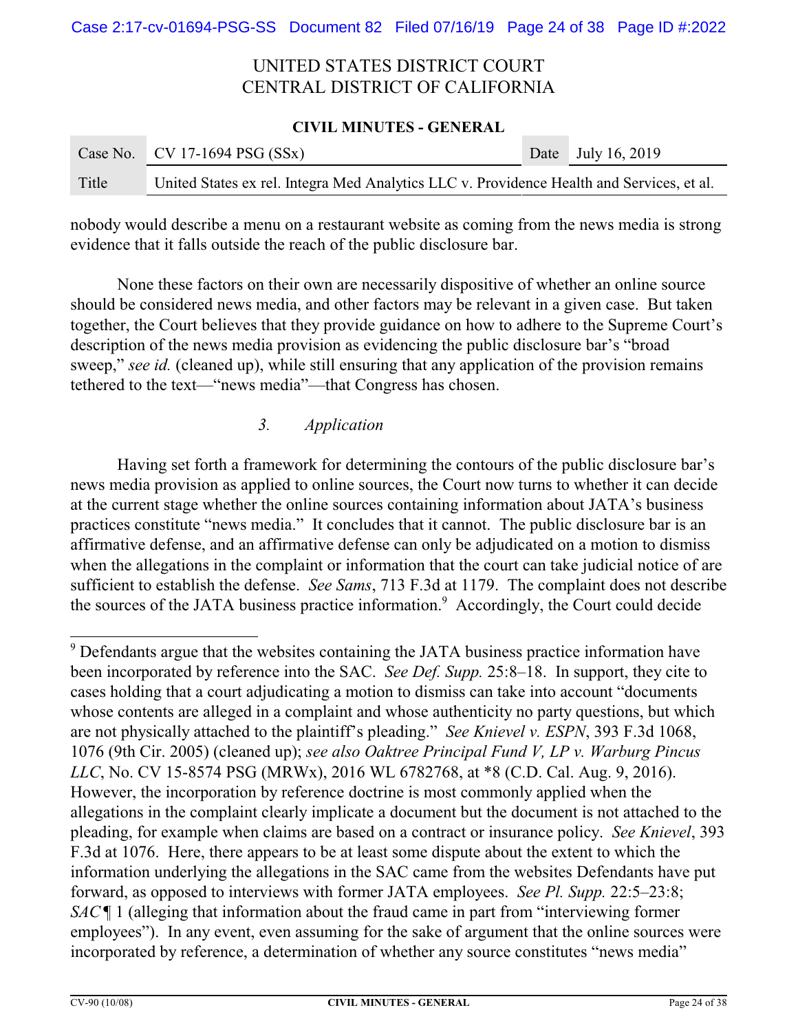nobody would describe a menu on a restaurant website as coming from the news media is strong evidence that it falls outside the reach of the public disclosure bar.

None these factors on their own are necessarily dispositive of whether an online source should be considered news media, and other factors may be relevant in a given case. But taken together, the Court believes that they provide guidance on how to adhere to the Supreme Court's description of the news media provision as evidencing the public disclosure bar's "broad sweep," *see id.* (cleaned up), while still ensuring that any application of the provision remains tethered to the text—"news media"—that Congress has chosen.

*3. Application*

Having set forth a framework for determining the contours of the public disclosure bar's news media provision as applied to online sources, the Court now turns to whether it can decide at the current stage whether the online sources containing information about JATA's business practices constitute "news media." It concludes that it cannot. The public disclosure bar is an affirmative defense, and an affirmative defense can only be adjudicated on a motion to dismiss when the allegations in the complaint or information that the court can take judicial notice of are sufficient to establish the defense. *See Sams*, 713 F.3d at 1179. The complaint does not describe the sources of the JATA business practice information.[9] Accordingly, the Court could decide

---

[9] Defendants argue that the websites containing the JATA business practice information have been incorporated by reference into the SAC. *See Def. Supp.* 25:8–18. In support, they cite to cases holding that a court adjudicating a motion to dismiss can take into account "documents whose contents are alleged in a complaint and whose authenticity no party questions, but which are not physically attached to the plaintiff's pleading." *See Knievel v. ESPN*, 393 F.3d 1068, 1076 (9th Cir. 2005) (cleaned up); *see also Oaktree Principal Fund V, LP v. Warburg Pincus LLC*, No. CV 15-8574 PSG (MRWx), 2016 WL 6782768, at *8 (C.D. Cal. Aug. 9, 2016). However, the incorporation by reference doctrine is most commonly applied when the allegations in the complaint clearly implicate a document but the document is not attached to the pleading, for example when claims are based on a contract or insurance policy. *See Knievel*, 393 F.3d at 1076. Here, there appears to be at least some dispute about the extent to which the information underlying the allegations in the SAC came from the websites Defendants have put forward, as opposed to interviews with former JATA employees. *See Pl. Supp.* 22:5–23:8; *SAC* ¶ 1 (alleging that information about the fraud came in part from "interviewing former employees"). In any event, even assuming for the sake of argument that the online sources were incorporated by reference, a determination of whether any source constitutes "news media"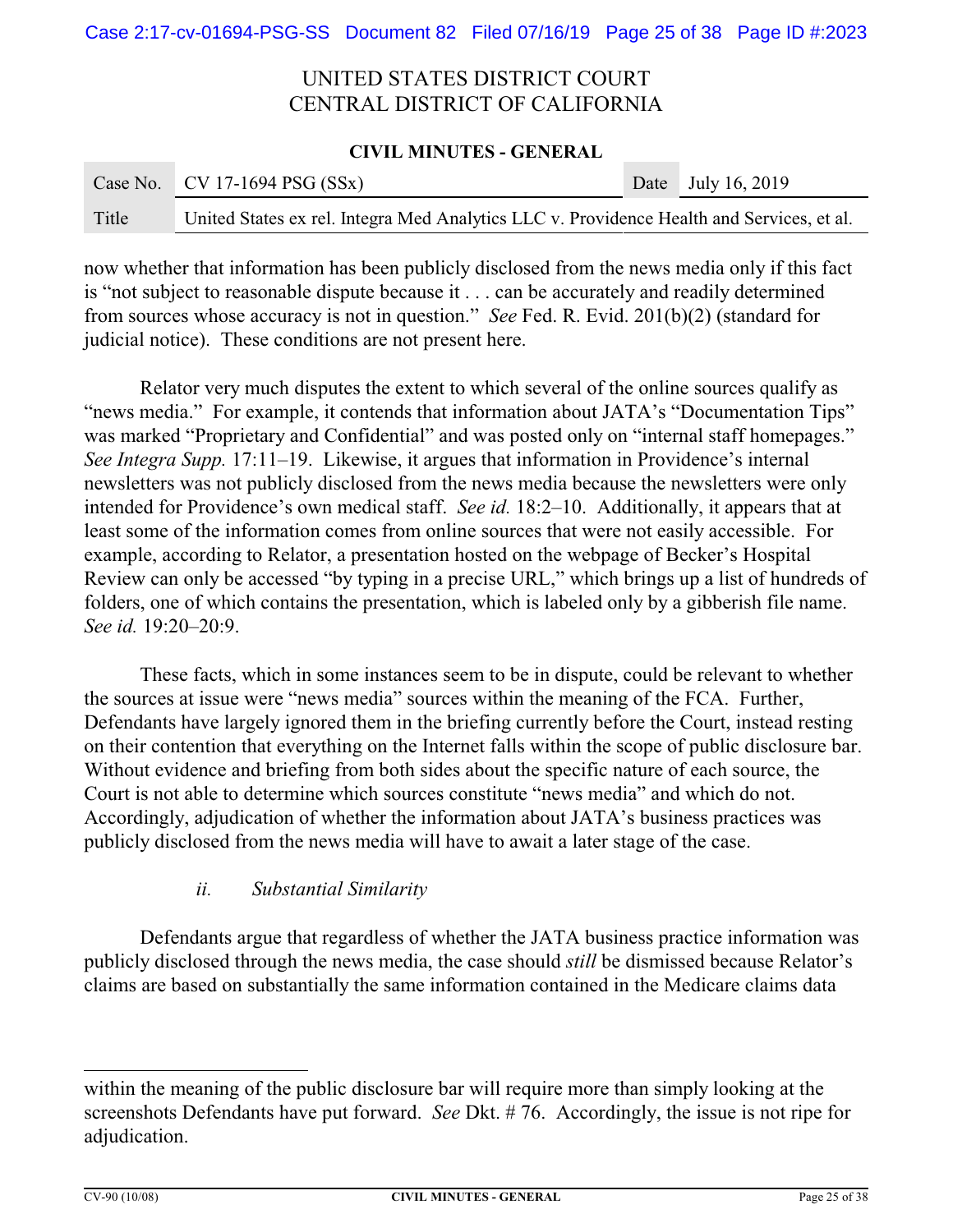now whether that information has been publicly disclosed from the news media only if this fact is "not subject to reasonable dispute because it . . . can be accurately and readily determined from sources whose accuracy is not in question." *See* Fed. R. Evid. 201(b)(2) (standard for judicial notice). These conditions are not present here.

Relator very much disputes the extent to which several of the online sources qualify as "news media." For example, it contends that information about JATA's "Documentation Tips" was marked "Proprietary and Confidential" and was posted only on "internal staff homepages." *See Integra Supp.* 17:11–19. Likewise, it argues that information in Providence's internal newsletters was not publicly disclosed from the news media because the newsletters were only intended for Providence's own medical staff. *See id.* 18:2–10. Additionally, it appears that at least some of the information comes from online sources that were not easily accessible. For example, according to Relator, a presentation hosted on the webpage of Becker's Hospital Review can only be accessed "by typing in a precise URL," which brings up a list of hundreds of folders, one of which contains the presentation, which is labeled only by a gibberish file name. *See id.* 19:20–20:9.

These facts, which in some instances seem to be in dispute, could be relevant to whether the sources at issue were "news media" sources within the meaning of the FCA. Further, Defendants have largely ignored them in the briefing currently before the Court, instead resting on their contention that everything on the Internet falls within the scope of public disclosure bar. Without evidence and briefing from both sides about the specific nature of each source, the Court is not able to determine which sources constitute "news media" and which do not. Accordingly, adjudication of whether the information about JATA's business practices was publicly disclosed from the news media will have to await a later stage of the case.

*ii. Substantial Similarity*

Defendants argue that regardless of whether the JATA business practice information was publicly disclosed through the news media, the case should *still* be dismissed because Relator's claims are based on substantially the same information contained in the Medicare claims data

---

within the meaning of the public disclosure bar will require more than simply looking at the screenshots Defendants have put forward. *See* Dkt. # 76. Accordingly, the issue is not ripe for adjudication.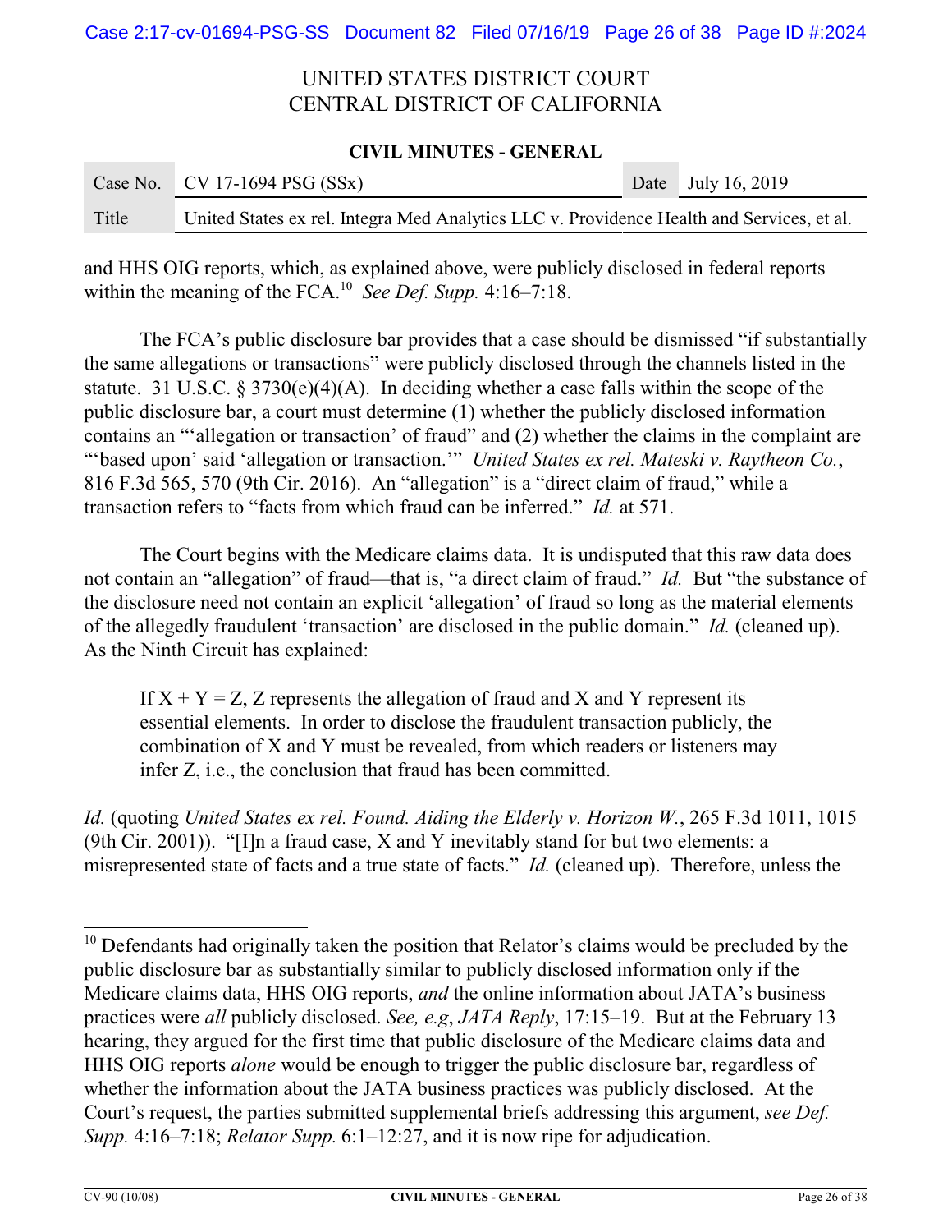and HHS OIG reports, which, as explained above, were publicly disclosed in federal reports within the meaning of the FCA.[10] *See Def. Supp.* 4:16–7:18.

The FCA's public disclosure bar provides that a case should be dismissed "if substantially the same allegations or transactions" were publicly disclosed through the channels listed in the statute. 31 U.S.C. § 3730(e)(4)(A). In deciding whether a case falls within the scope of the public disclosure bar, a court must determine (1) whether the publicly disclosed information contains an "'allegation or transaction' of fraud" and (2) whether the claims in the complaint are "'based upon' said 'allegation or transaction.'" *United States ex rel. Mateski v. Raytheon Co.*, 816 F.3d 565, 570 (9th Cir. 2016). An "allegation" is a "direct claim of fraud," while a transaction refers to "facts from which fraud can be inferred." *Id.* at 571.

The Court begins with the Medicare claims data. It is undisputed that this raw data does not contain an "allegation" of fraud—that is, "a direct claim of fraud." *Id.* But "the substance of the disclosure need not contain an explicit 'allegation' of fraud so long as the material elements of the allegedly fraudulent 'transaction' are disclosed in the public domain." *Id.* (cleaned up). As the Ninth Circuit has explained:

> If X + Y = Z, Z represents the allegation of fraud and X and Y represent its essential elements. In order to disclose the fraudulent transaction publicly, the combination of X and Y must be revealed, from which readers or listeners may infer Z, i.e., the conclusion that fraud has been committed.

*Id.* (quoting *United States ex rel. Found. Aiding the Elderly v. Horizon W.*, 265 F.3d 1011, 1015 (9th Cir. 2001)). "[I]n a fraud case, X and Y inevitably stand for but two elements: a misrepresented state of facts and a true state of facts." *Id.* (cleaned up). Therefore, unless the

---

[10] Defendants had originally taken the position that Relator's claims would be precluded by the public disclosure bar as substantially similar to publicly disclosed information only if the Medicare claims data, HHS OIG reports, *and* the online information about JATA's business practices were *all* publicly disclosed. *See, e.g*, *JATA Reply*, 17:15–19. But at the February 13 hearing, they argued for the first time that public disclosure of the Medicare claims data and HHS OIG reports *alone* would be enough to trigger the public disclosure bar, regardless of whether the information about the JATA business practices was publicly disclosed. At the Court's request, the parties submitted supplemental briefs addressing this argument, *see Def. Supp.* 4:16–7:18; *Relator Supp.* 6:1–12:27, and it is now ripe for adjudication.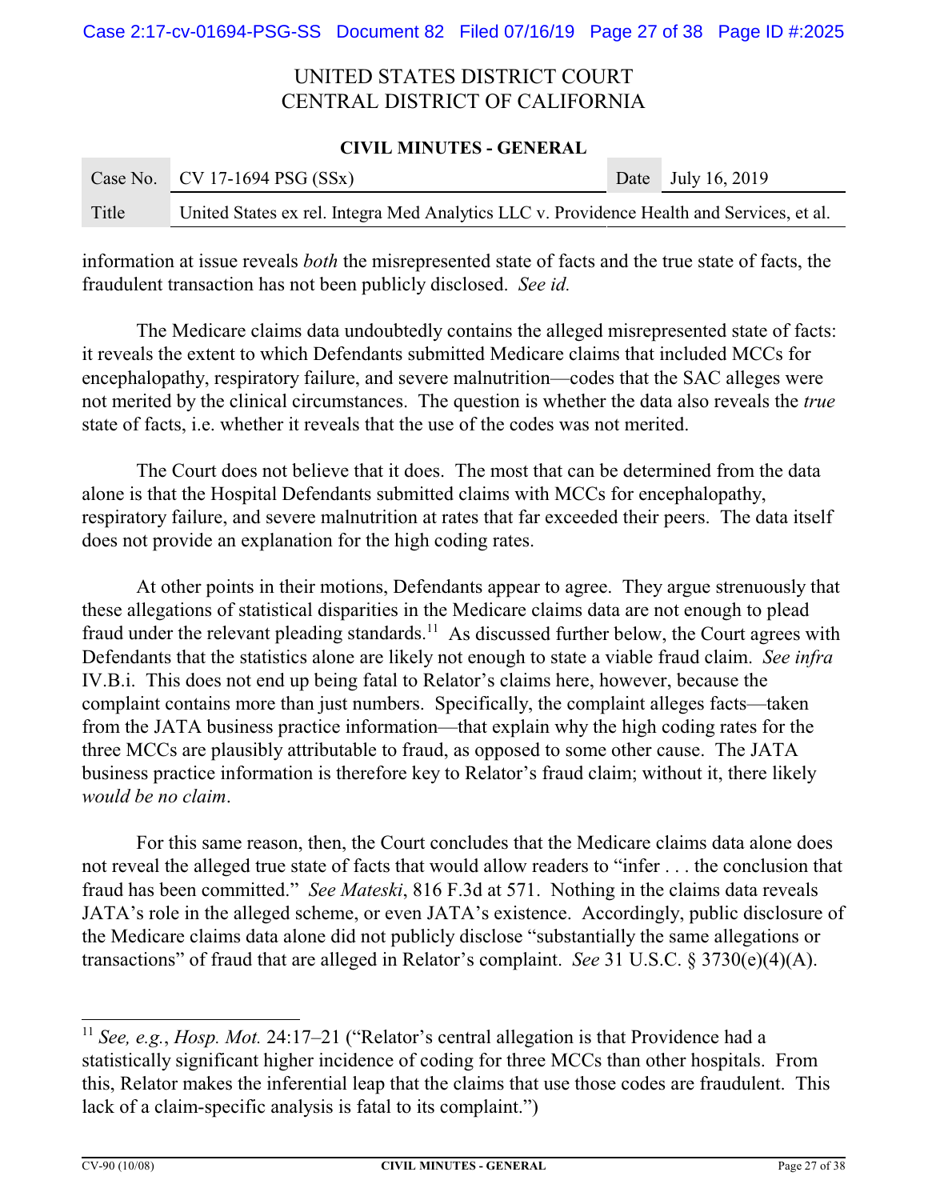information at issue reveals *both* the misrepresented state of facts and the true state of facts, the fraudulent transaction has not been publicly disclosed. *See id.*

The Medicare claims data undoubtedly contains the alleged misrepresented state of facts: it reveals the extent to which Defendants submitted Medicare claims that included MCCs for encephalopathy, respiratory failure, and severe malnutrition—codes that the SAC alleges were not merited by the clinical circumstances. The question is whether the data also reveals the *true* state of facts, i.e. whether it reveals that the use of the codes was not merited.

The Court does not believe that it does. The most that can be determined from the data alone is that the Hospital Defendants submitted claims with MCCs for encephalopathy, respiratory failure, and severe malnutrition at rates that far exceeded their peers. The data itself does not provide an explanation for the high coding rates.

At other points in their motions, Defendants appear to agree. They argue strenuously that these allegations of statistical disparities in the Medicare claims data are not enough to plead fraud under the relevant pleading standards.[11] As discussed further below, the Court agrees with Defendants that the statistics alone are likely not enough to state a viable fraud claim. *See infra* IV.B.i. This does not end up being fatal to Relator's claims here, however, because the complaint contains more than just numbers. Specifically, the complaint alleges facts—taken from the JATA business practice information—that explain why the high coding rates for the three MCCs are plausibly attributable to fraud, as opposed to some other cause. The JATA business practice information is therefore key to Relator's fraud claim; without it, there likely *would be no claim*.

For this same reason, then, the Court concludes that the Medicare claims data alone does not reveal the alleged true state of facts that would allow readers to "infer . . . the conclusion that fraud has been committed." *See Mateski*, 816 F.3d at 571. Nothing in the claims data reveals JATA's role in the alleged scheme, or even JATA's existence. Accordingly, public disclosure of the Medicare claims data alone did not publicly disclose "substantially the same allegations or transactions" of fraud that are alleged in Relator's complaint. *See* 31 U.S.C. § 3730(e)(4)(A).

---

[11] *See, e.g.*, *Hosp. Mot.* 24:17–21 ("Relator's central allegation is that Providence had a statistically significant higher incidence of coding for three MCCs than other hospitals. From this, Relator makes the inferential leap that the claims that use those codes are fraudulent. This lack of a claim-specific analysis is fatal to its complaint.")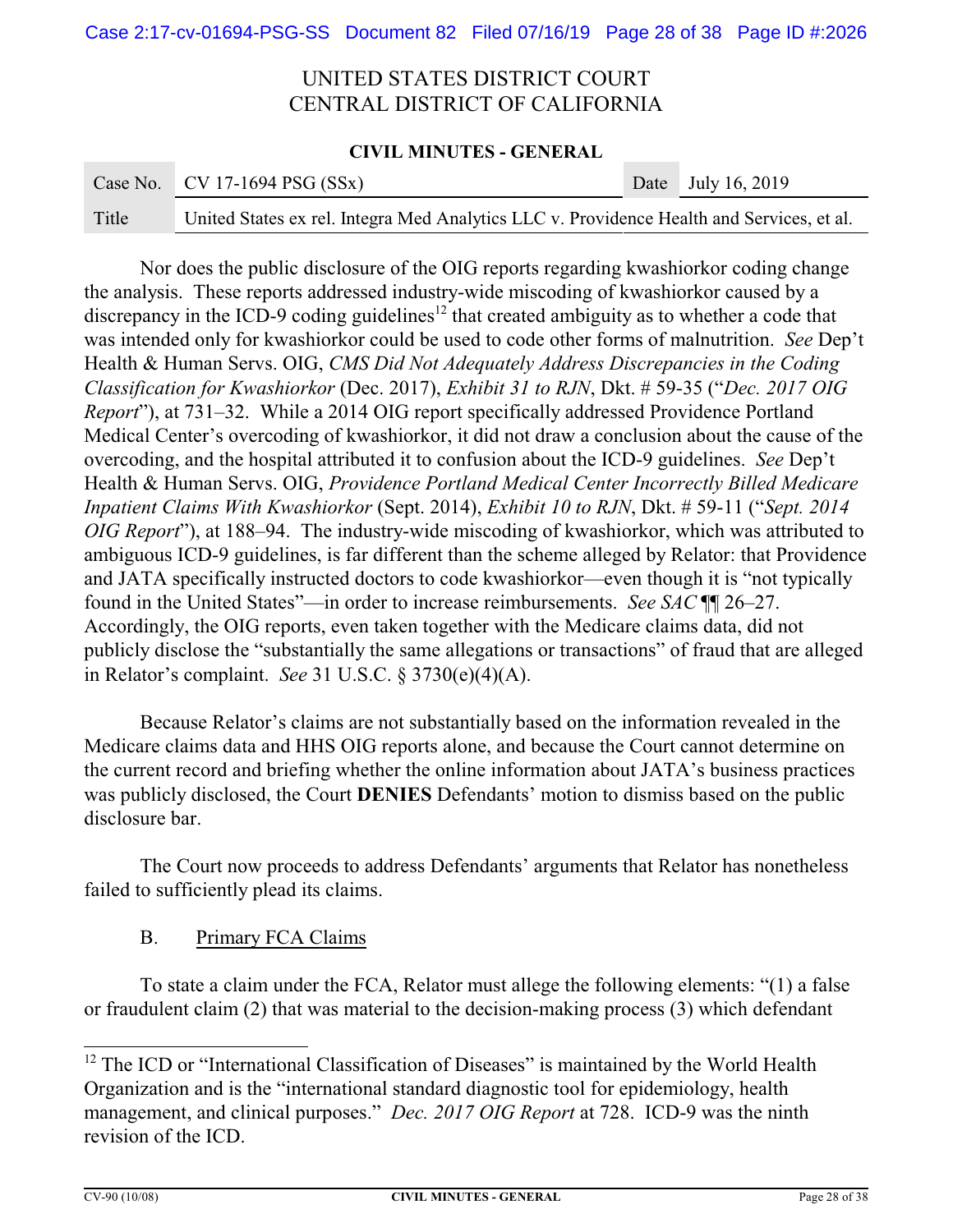Nor does the public disclosure of the OIG reports regarding kwashiorkor coding change the analysis. These reports addressed industry-wide miscoding of kwashiorkor caused by a discrepancy in the ICD-9 coding guidelines[12] that created ambiguity as to whether a code that was intended only for kwashiorkor could be used to code other forms of malnutrition. *See* Dep't Health & Human Servs. OIG, *CMS Did Not Adequately Address Discrepancies in the Coding Classification for Kwashiorkor* (Dec. 2017), *Exhibit 31 to RJN*, Dkt. # 59-35 ("*Dec. 2017 OIG Report*"), at 731–32. While a 2014 OIG report specifically addressed Providence Portland Medical Center's overcoding of kwashiorkor, it did not draw a conclusion about the cause of the overcoding, and the hospital attributed it to confusion about the ICD-9 guidelines. *See* Dep't Health & Human Servs. OIG, *Providence Portland Medical Center Incorrectly Billed Medicare Inpatient Claims With Kwashiorkor* (Sept. 2014), *Exhibit 10 to RJN*, Dkt. # 59-11 ("*Sept. 2014 OIG Report*"), at 188–94. The industry-wide miscoding of kwashiorkor, which was attributed to ambiguous ICD-9 guidelines, is far different than the scheme alleged by Relator: that Providence and JATA specifically instructed doctors to code kwashiorkor—even though it is "not typically found in the United States"—in order to increase reimbursements. *See SAC* ¶¶ 26–27. Accordingly, the OIG reports, even taken together with the Medicare claims data, did not publicly disclose the "substantially the same allegations or transactions" of fraud that are alleged in Relator's complaint. *See* 31 U.S.C. § 3730(e)(4)(A).

Because Relator's claims are not substantially based on the information revealed in the Medicare claims data and HHS OIG reports alone, and because the Court cannot determine on the current record and briefing whether the online information about JATA's business practices was publicly disclosed, the Court **DENIES** Defendants' motion to dismiss based on the public disclosure bar.

The Court now proceeds to address Defendants' arguments that Relator has nonetheless failed to sufficiently plead its claims.

### B. Primary FCA Claims

To state a claim under the FCA, Relator must allege the following elements: "(1) a false or fraudulent claim (2) that was material to the decision-making process (3) which defendant

---

[12] The ICD or "International Classification of Diseases" is maintained by the World Health Organization and is the "international standard diagnostic tool for epidemiology, health management, and clinical purposes." *Dec. 2017 OIG Report* at 728. ICD-9 was the ninth revision of the ICD.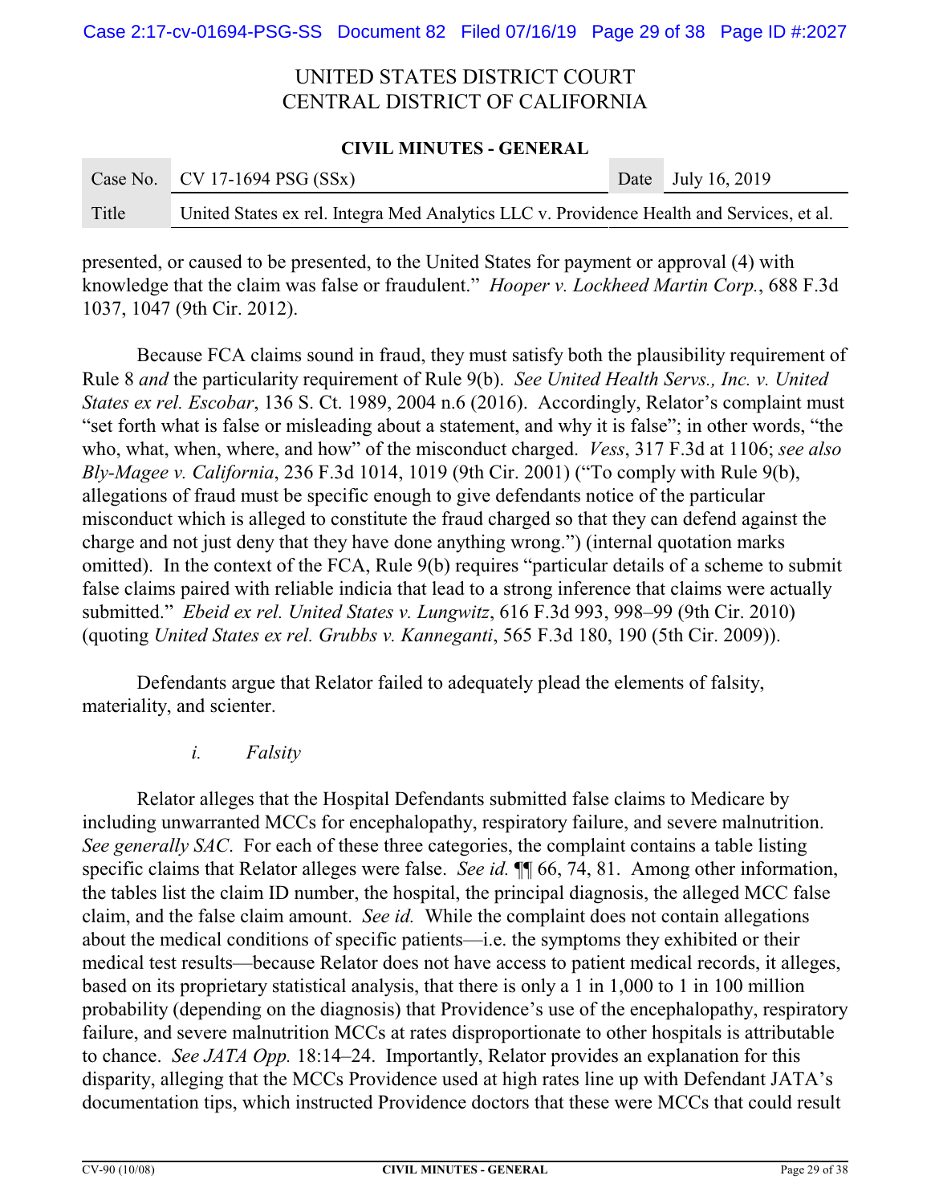presented, or caused to be presented, to the United States for payment or approval (4) with knowledge that the claim was false or fraudulent." *Hooper v. Lockheed Martin Corp.*, 688 F.3d 1037, 1047 (9th Cir. 2012).

Because FCA claims sound in fraud, they must satisfy both the plausibility requirement of Rule 8 *and* the particularity requirement of Rule 9(b). *See United Health Servs., Inc. v. United States ex rel. Escobar*, 136 S. Ct. 1989, 2004 n.6 (2016). Accordingly, Relator's complaint must "set forth what is false or misleading about a statement, and why it is false"; in other words, "the who, what, when, where, and how" of the misconduct charged. *Vess*, 317 F.3d at 1106; *see also Bly-Magee v. California*, 236 F.3d 1014, 1019 (9th Cir. 2001) ("To comply with Rule 9(b), allegations of fraud must be specific enough to give defendants notice of the particular misconduct which is alleged to constitute the fraud charged so that they can defend against the charge and not just deny that they have done anything wrong.") (internal quotation marks omitted). In the context of the FCA, Rule 9(b) requires "particular details of a scheme to submit false claims paired with reliable indicia that lead to a strong inference that claims were actually submitted." *Ebeid ex rel. United States v. Lungwitz*, 616 F.3d 993, 998–99 (9th Cir. 2010) (quoting *United States ex rel. Grubbs v. Kanneganti*, 565 F.3d 180, 190 (5th Cir. 2009)).

Defendants argue that Relator failed to adequately plead the elements of falsity, materiality, and scienter.

*i. Falsity*

Relator alleges that the Hospital Defendants submitted false claims to Medicare by including unwarranted MCCs for encephalopathy, respiratory failure, and severe malnutrition. *See generally SAC*. For each of these three categories, the complaint contains a table listing specific claims that Relator alleges were false. *See id.* ¶¶ 66, 74, 81. Among other information, the tables list the claim ID number, the hospital, the principal diagnosis, the alleged MCC false claim, and the false claim amount. *See id.* While the complaint does not contain allegations about the medical conditions of specific patients—i.e. the symptoms they exhibited or their medical test results—because Relator does not have access to patient medical records, it alleges, based on its proprietary statistical analysis, that there is only a 1 in 1,000 to 1 in 100 million probability (depending on the diagnosis) that Providence's use of the encephalopathy, respiratory failure, and severe malnutrition MCCs at rates disproportionate to other hospitals is attributable to chance. *See JATA Opp.* 18:14–24. Importantly, Relator provides an explanation for this disparity, alleging that the MCCs Providence used at high rates line up with Defendant JATA's documentation tips, which instructed Providence doctors that these were MCCs that could result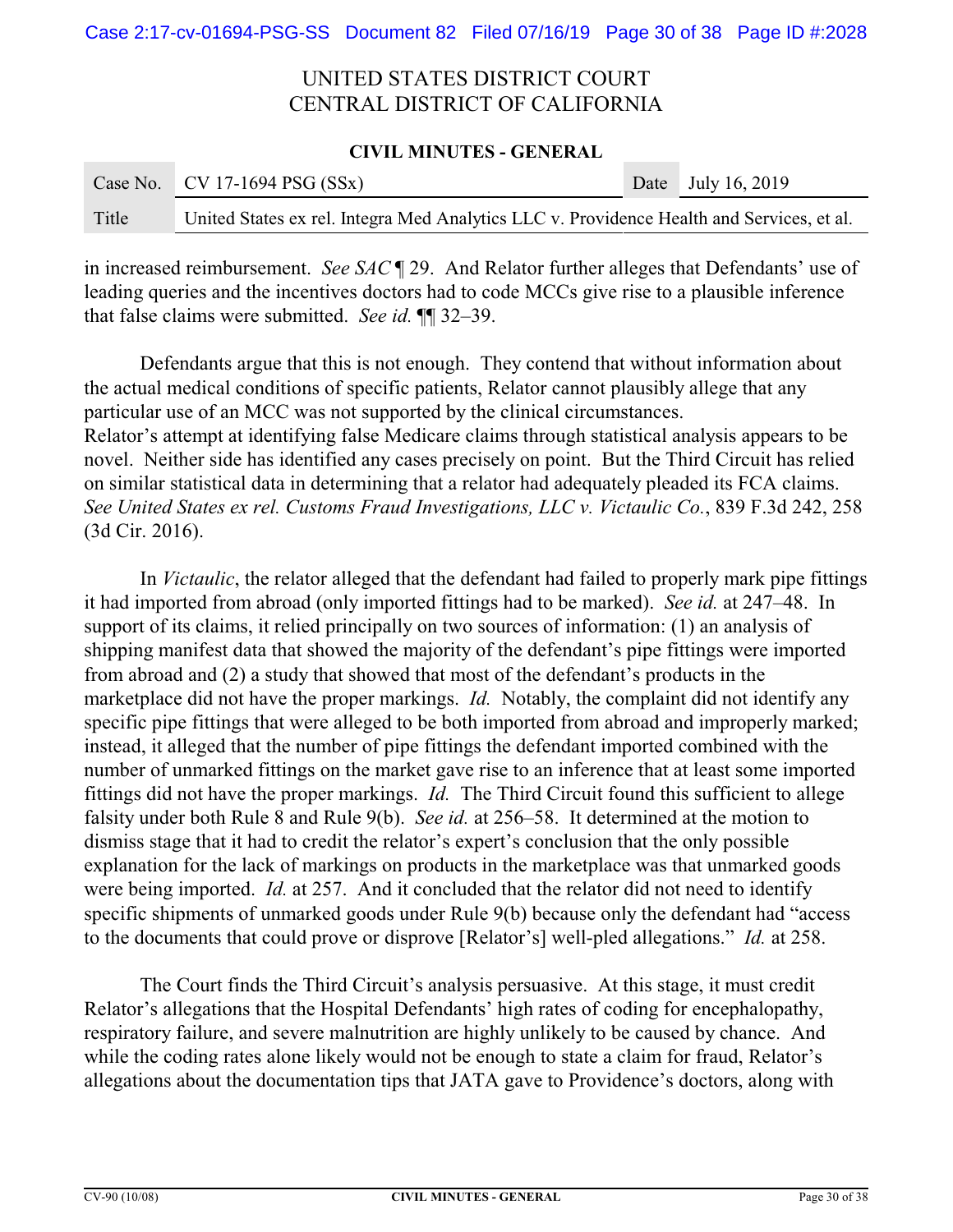in increased reimbursement. *See SAC* ¶ 29. And Relator further alleges that Defendants' use of leading queries and the incentives doctors had to code MCCs give rise to a plausible inference that false claims were submitted. *See id.* ¶¶ 32–39.

Defendants argue that this is not enough. They contend that without information about the actual medical conditions of specific patients, Relator cannot plausibly allege that any particular use of an MCC was not supported by the clinical circumstances. Relator's attempt at identifying false Medicare claims through statistical analysis appears to be novel. Neither side has identified any cases precisely on point. But the Third Circuit has relied on similar statistical data in determining that a relator had adequately pleaded its FCA claims. *See United States ex rel. Customs Fraud Investigations, LLC v. Victaulic Co.*, 839 F.3d 242, 258 (3d Cir. 2016).

In *Victaulic*, the relator alleged that the defendant had failed to properly mark pipe fittings it had imported from abroad (only imported fittings had to be marked). *See id.* at 247–48. In support of its claims, it relied principally on two sources of information: (1) an analysis of shipping manifest data that showed the majority of the defendant's pipe fittings were imported from abroad and (2) a study that showed that most of the defendant's products in the marketplace did not have the proper markings. *Id.* Notably, the complaint did not identify any specific pipe fittings that were alleged to be both imported from abroad and improperly marked; instead, it alleged that the number of pipe fittings the defendant imported combined with the number of unmarked fittings on the market gave rise to an inference that at least some imported fittings did not have the proper markings. *Id.* The Third Circuit found this sufficient to allege falsity under both Rule 8 and Rule 9(b). *See id.* at 256–58. It determined at the motion to dismiss stage that it had to credit the relator's expert's conclusion that the only possible explanation for the lack of markings on products in the marketplace was that unmarked goods were being imported. *Id.* at 257. And it concluded that the relator did not need to identify specific shipments of unmarked goods under Rule 9(b) because only the defendant had "access to the documents that could prove or disprove [Relator's] well-pled allegations." *Id.* at 258.

The Court finds the Third Circuit's analysis persuasive. At this stage, it must credit Relator's allegations that the Hospital Defendants' high rates of coding for encephalopathy, respiratory failure, and severe malnutrition are highly unlikely to be caused by chance. And while the coding rates alone likely would not be enough to state a claim for fraud, Relator's allegations about the documentation tips that JATA gave to Providence's doctors, along with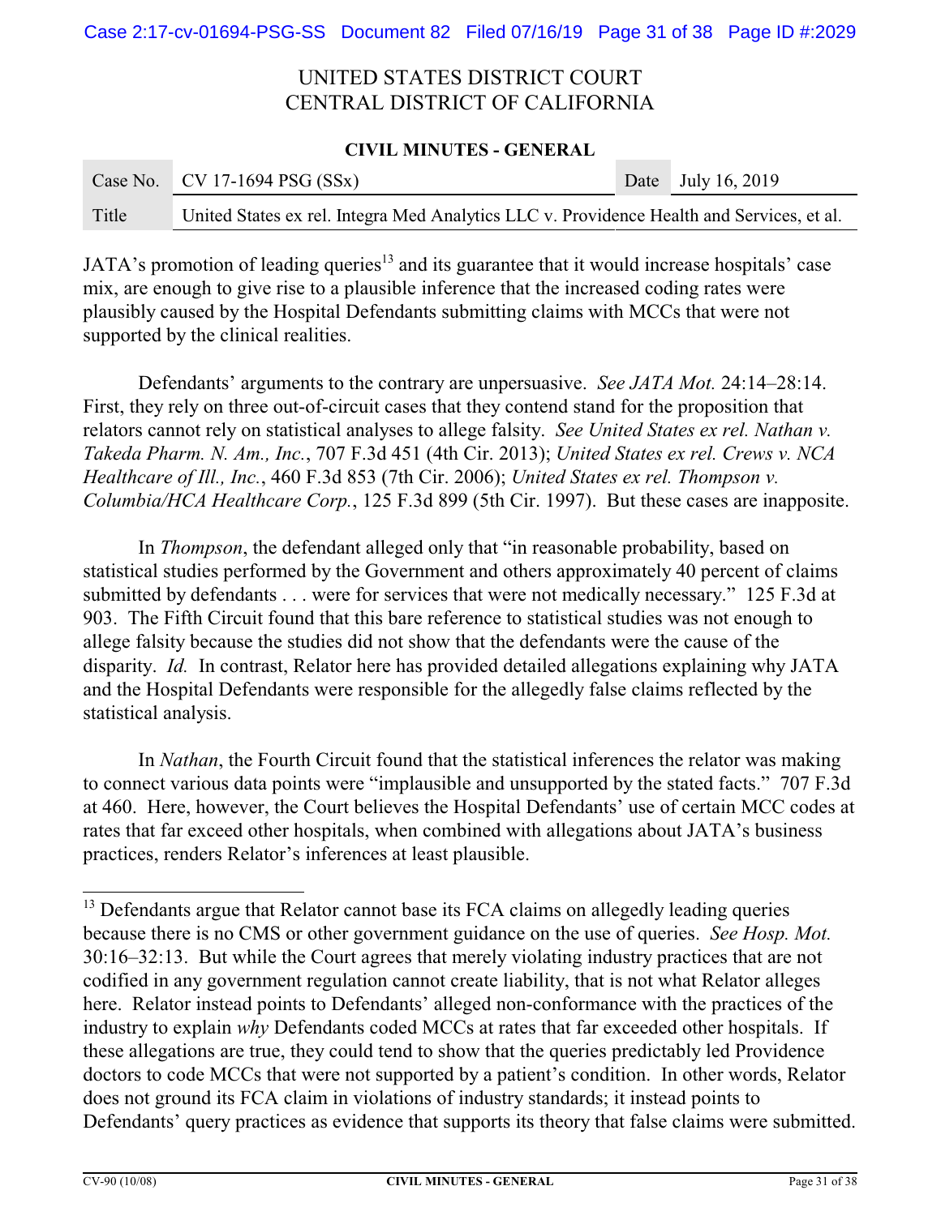UNITED STATES DISTRICT COURT
CENTRAL DISTRICT OF CALIFORNIA

**CIVIL MINUTES - GENERAL**

| Case No. | CV 17-1694 PSG (SSx) | Date | July 16, 2019 |
|---|---|---|---|
| Title | United States ex rel. Integra Med Analytics LLC v. Providence Health and Services, et al. | | |

JATA's promotion of leading queries[13] and its guarantee that it would increase hospitals' case mix, are enough to give rise to a plausible inference that the increased coding rates were plausibly caused by the Hospital Defendants submitting claims with MCCs that were not supported by the clinical realities.

Defendants' arguments to the contrary are unpersuasive. *See JATA Mot.* 24:14–28:14. First, they rely on three out-of-circuit cases that they contend stand for the proposition that relators cannot rely on statistical analyses to allege falsity. *See United States ex rel. Nathan v. Takeda Pharm. N. Am., Inc.*, 707 F.3d 451 (4th Cir. 2013); *United States ex rel. Crews v. NCA Healthcare of Ill., Inc.*, 460 F.3d 853 (7th Cir. 2006); *United States ex rel. Thompson v. Columbia/HCA Healthcare Corp.*, 125 F.3d 899 (5th Cir. 1997). But these cases are inapposite.

In *Thompson*, the defendant alleged only that "in reasonable probability, based on statistical studies performed by the Government and others approximately 40 percent of claims submitted by defendants . . . were for services that were not medically necessary." 125 F.3d at 903. The Fifth Circuit found that this bare reference to statistical studies was not enough to allege falsity because the studies did not show that the defendants were the cause of the disparity. *Id.* In contrast, Relator here has provided detailed allegations explaining why JATA and the Hospital Defendants were responsible for the allegedly false claims reflected by the statistical analysis.

In *Nathan*, the Fourth Circuit found that the statistical inferences the relator was making to connect various data points were "implausible and unsupported by the stated facts." 707 F.3d at 460. Here, however, the Court believes the Hospital Defendants' use of certain MCC codes at rates that far exceed other hospitals, when combined with allegations about JATA's business practices, renders Relator's inferences at least plausible.

---

[13] Defendants argue that Relator cannot base its FCA claims on allegedly leading queries because there is no CMS or other government guidance on the use of queries. *See Hosp. Mot.* 30:16–32:13. But while the Court agrees that merely violating industry practices that are not codified in any government regulation cannot create liability, that is not what Relator alleges here. Relator instead points to Defendants' alleged non-conformance with the practices of the industry to explain *why* Defendants coded MCCs at rates that far exceeded other hospitals. If these allegations are true, they could tend to show that the queries predictably led Providence doctors to code MCCs that were not supported by a patient's condition. In other words, Relator does not ground its FCA claim in violations of industry standards; it instead points to Defendants' query practices as evidence that supports its theory that false claims were submitted.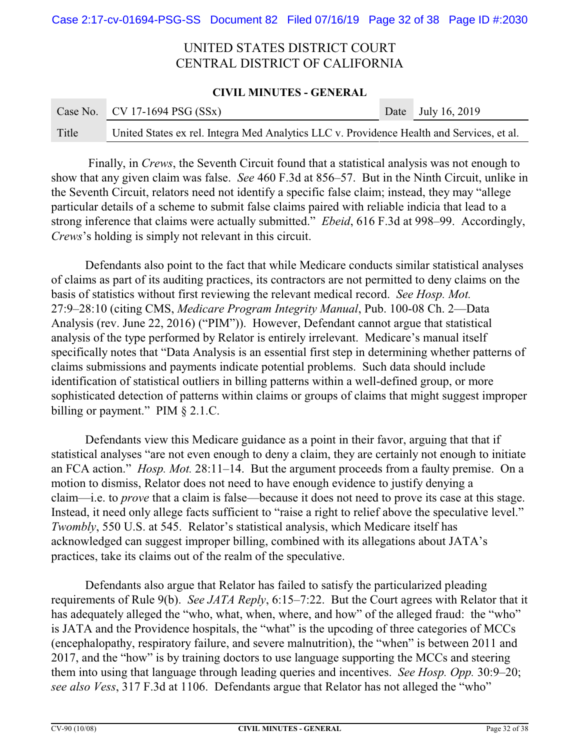Finally, in *Crews*, the Seventh Circuit found that a statistical analysis was not enough to show that any given claim was false. *See* 460 F.3d at 856–57. But in the Ninth Circuit, unlike in the Seventh Circuit, relators need not identify a specific false claim; instead, they may "allege particular details of a scheme to submit false claims paired with reliable indicia that lead to a strong inference that claims were actually submitted." *Ebeid*, 616 F.3d at 998–99. Accordingly, *Crews*'s holding is simply not relevant in this circuit.

Defendants also point to the fact that while Medicare conducts similar statistical analyses of claims as part of its auditing practices, its contractors are not permitted to deny claims on the basis of statistics without first reviewing the relevant medical record. *See Hosp. Mot.* 27:9–28:10 (citing CMS, *Medicare Program Integrity Manual*, Pub. 100-08 Ch. 2—Data Analysis (rev. June 22, 2016) ("PIM")). However, Defendant cannot argue that statistical analysis of the type performed by Relator is entirely irrelevant. Medicare's manual itself specifically notes that "Data Analysis is an essential first step in determining whether patterns of claims submissions and payments indicate potential problems. Such data should include identification of statistical outliers in billing patterns within a well-defined group, or more sophisticated detection of patterns within claims or groups of claims that might suggest improper billing or payment." PIM § 2.1.C.

Defendants view this Medicare guidance as a point in their favor, arguing that that if statistical analyses "are not even enough to deny a claim, they are certainly not enough to initiate an FCA action." *Hosp. Mot.* 28:11–14. But the argument proceeds from a faulty premise. On a motion to dismiss, Relator does not need to have enough evidence to justify denying a claim—i.e. to *prove* that a claim is false—because it does not need to prove its case at this stage. Instead, it need only allege facts sufficient to "raise a right to relief above the speculative level." *Twombly*, 550 U.S. at 545. Relator's statistical analysis, which Medicare itself has acknowledged can suggest improper billing, combined with its allegations about JATA's practices, take its claims out of the realm of the speculative.

Defendants also argue that Relator has failed to satisfy the particularized pleading requirements of Rule 9(b). *See JATA Reply*, 6:15–7:22. But the Court agrees with Relator that it has adequately alleged the "who, what, when, where, and how" of the alleged fraud: the "who" is JATA and the Providence hospitals, the "what" is the upcoding of three categories of MCCs (encephalopathy, respiratory failure, and severe malnutrition), the "when" is between 2011 and 2017, and the "how" is by training doctors to use language supporting the MCCs and steering them into using that language through leading queries and incentives. *See Hosp. Opp.* 30:9–20; *see also Vess*, 317 F.3d at 1106. Defendants argue that Relator has not alleged the "who"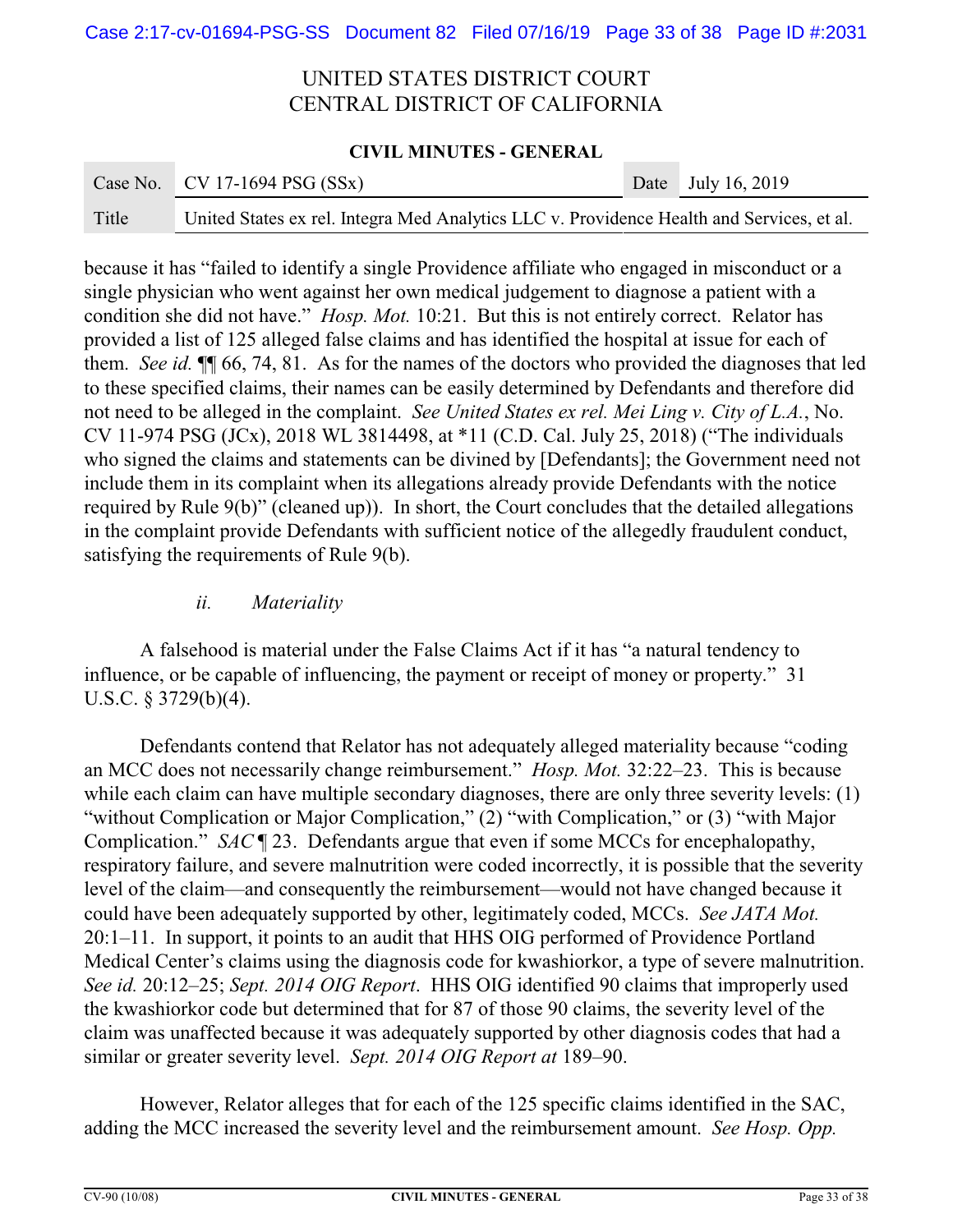because it has "failed to identify a single Providence affiliate who engaged in misconduct or a single physician who went against her own medical judgement to diagnose a patient with a condition she did not have." *Hosp. Mot.* 10:21. But this is not entirely correct. Relator has provided a list of 125 alleged false claims and has identified the hospital at issue for each of them. *See id.* ¶¶ 66, 74, 81. As for the names of the doctors who provided the diagnoses that led to these specified claims, their names can be easily determined by Defendants and therefore did not need to be alleged in the complaint. *See United States ex rel. Mei Ling v. City of L.A.*, No. CV 11-974 PSG (JCx), 2018 WL 3814498, at *11 (C.D. Cal. July 25, 2018) ("The individuals who signed the claims and statements can be divined by [Defendants]; the Government need not include them in its complaint when its allegations already provide Defendants with the notice required by Rule 9(b)" (cleaned up)). In short, the Court concludes that the detailed allegations in the complaint provide Defendants with sufficient notice of the allegedly fraudulent conduct, satisfying the requirements of Rule 9(b).

*ii. Materiality*

A falsehood is material under the False Claims Act if it has "a natural tendency to influence, or be capable of influencing, the payment or receipt of money or property." 31 U.S.C. § 3729(b)(4).

Defendants contend that Relator has not adequately alleged materiality because "coding an MCC does not necessarily change reimbursement." *Hosp. Mot.* 32:22–23. This is because while each claim can have multiple secondary diagnoses, there are only three severity levels: (1) "without Complication or Major Complication," (2) "with Complication," or (3) "with Major Complication." *SAC* ¶ 23. Defendants argue that even if some MCCs for encephalopathy, respiratory failure, and severe malnutrition were coded incorrectly, it is possible that the severity level of the claim—and consequently the reimbursement—would not have changed because it could have been adequately supported by other, legitimately coded, MCCs. *See JATA Mot.* 20:1–11. In support, it points to an audit that HHS OIG performed of Providence Portland Medical Center's claims using the diagnosis code for kwashiorkor, a type of severe malnutrition. *See id.* 20:12–25; *Sept. 2014 OIG Report*. HHS OIG identified 90 claims that improperly used the kwashiorkor code but determined that for 87 of those 90 claims, the severity level of the claim was unaffected because it was adequately supported by other diagnosis codes that had a similar or greater severity level. *Sept. 2014 OIG Report at* 189–90.

However, Relator alleges that for each of the 125 specific claims identified in the SAC, adding the MCC increased the severity level and the reimbursement amount. *See Hosp. Opp.*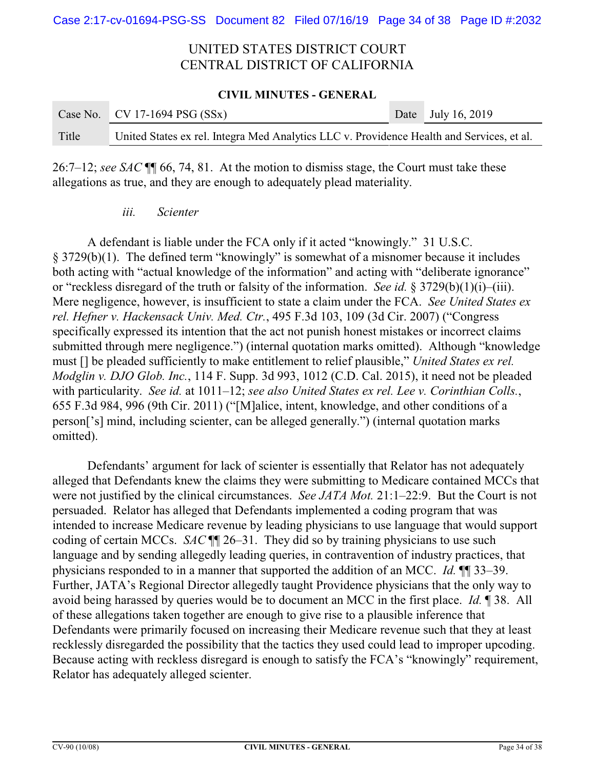26:7–12; *see SAC* ¶¶ 66, 74, 81. At the motion to dismiss stage, the Court must take these allegations as true, and they are enough to adequately plead materiality.

*iii. Scienter*

A defendant is liable under the FCA only if it acted "knowingly." 31 U.S.C. § 3729(b)(1). The defined term "knowingly" is somewhat of a misnomer because it includes both acting with "actual knowledge of the information" and acting with "deliberate ignorance" or "reckless disregard of the truth or falsity of the information. *See id.* § 3729(b)(1)(i)–(iii). Mere negligence, however, is insufficient to state a claim under the FCA. *See United States ex rel. Hefner v. Hackensack Univ. Med. Ctr.*, 495 F.3d 103, 109 (3d Cir. 2007) ("Congress specifically expressed its intention that the act not punish honest mistakes or incorrect claims submitted through mere negligence.") (internal quotation marks omitted). Although "knowledge must [] be pleaded sufficiently to make entitlement to relief plausible," *United States ex rel. Modglin v. DJO Glob. Inc.*, 114 F. Supp. 3d 993, 1012 (C.D. Cal. 2015), it need not be pleaded with particularity. *See id.* at 1011–12; *see also United States ex rel. Lee v. Corinthian Colls.*, 655 F.3d 984, 996 (9th Cir. 2011) ("[M]alice, intent, knowledge, and other conditions of a person['s] mind, including scienter, can be alleged generally.") (internal quotation marks omitted).

Defendants' argument for lack of scienter is essentially that Relator has not adequately alleged that Defendants knew the claims they were submitting to Medicare contained MCCs that were not justified by the clinical circumstances. *See JATA Mot.* 21:1–22:9. But the Court is not persuaded. Relator has alleged that Defendants implemented a coding program that was intended to increase Medicare revenue by leading physicians to use language that would support coding of certain MCCs. *SAC* ¶¶ 26–31. They did so by training physicians to use such language and by sending allegedly leading queries, in contravention of industry practices, that physicians responded to in a manner that supported the addition of an MCC. *Id.* ¶¶ 33–39. Further, JATA's Regional Director allegedly taught Providence physicians that the only way to avoid being harassed by queries would be to document an MCC in the first place. *Id.* ¶ 38. All of these allegations taken together are enough to give rise to a plausible inference that Defendants were primarily focused on increasing their Medicare revenue such that they at least recklessly disregarded the possibility that the tactics they used could lead to improper upcoding. Because acting with reckless disregard is enough to satisfy the FCA's "knowingly" requirement, Relator has adequately alleged scienter.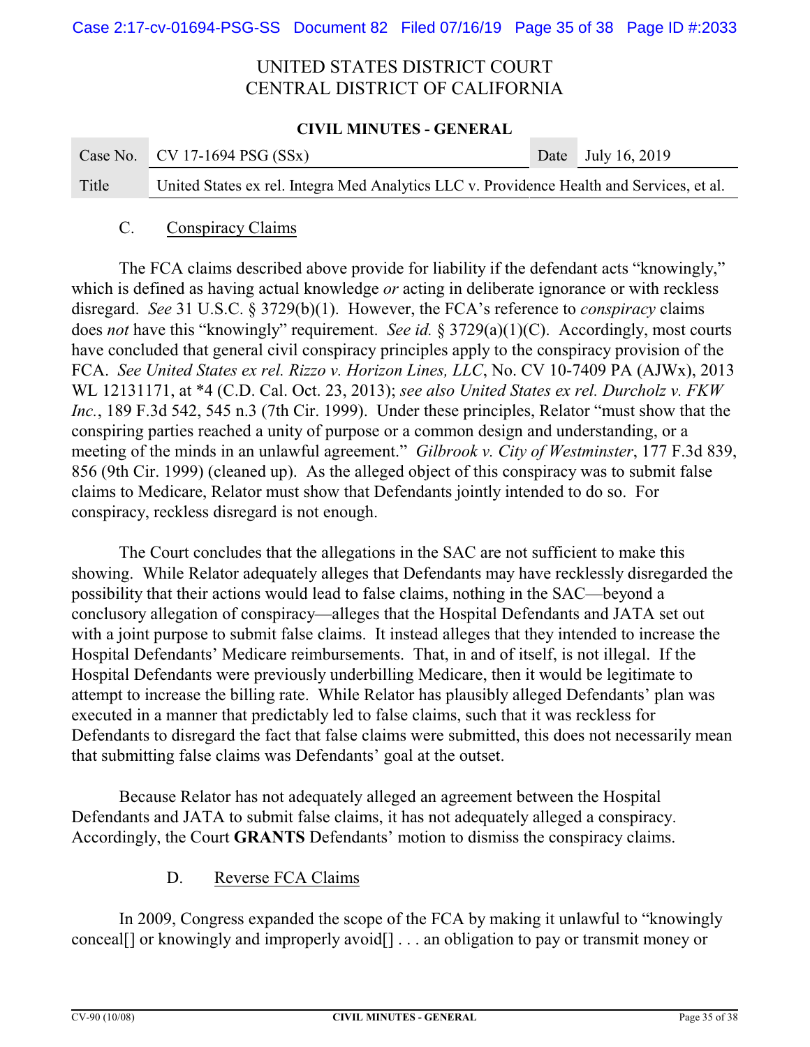### C. Conspiracy Claims

The FCA claims described above provide for liability if the defendant acts "knowingly," which is defined as having actual knowledge *or* acting in deliberate ignorance or with reckless disregard. *See* 31 U.S.C. § 3729(b)(1). However, the FCA's reference to *conspiracy* claims does *not* have this "knowingly" requirement. *See id.* § 3729(a)(1)(C). Accordingly, most courts have concluded that general civil conspiracy principles apply to the conspiracy provision of the FCA. *See United States ex rel. Rizzo v. Horizon Lines, LLC*, No. CV 10-7409 PA (AJWx), 2013 WL 12131171, at *4 (C.D. Cal. Oct. 23, 2013); *see also United States ex rel. Durcholz v. FKW Inc.*, 189 F.3d 542, 545 n.3 (7th Cir. 1999). Under these principles, Relator "must show that the conspiring parties reached a unity of purpose or a common design and understanding, or a meeting of the minds in an unlawful agreement." *Gilbrook v. City of Westminster*, 177 F.3d 839, 856 (9th Cir. 1999) (cleaned up). As the alleged object of this conspiracy was to submit false claims to Medicare, Relator must show that Defendants jointly intended to do so. For conspiracy, reckless disregard is not enough.

The Court concludes that the allegations in the SAC are not sufficient to make this showing. While Relator adequately alleges that Defendants may have recklessly disregarded the possibility that their actions would lead to false claims, nothing in the SAC—beyond a conclusory allegation of conspiracy—alleges that the Hospital Defendants and JATA set out with a joint purpose to submit false claims. It instead alleges that they intended to increase the Hospital Defendants' Medicare reimbursements. That, in and of itself, is not illegal. If the Hospital Defendants were previously underbilling Medicare, then it would be legitimate to attempt to increase the billing rate. While Relator has plausibly alleged Defendants' plan was executed in a manner that predictably led to false claims, such that it was reckless for Defendants to disregard the fact that false claims were submitted, this does not necessarily mean that submitting false claims was Defendants' goal at the outset.

Because Relator has not adequately alleged an agreement between the Hospital Defendants and JATA to submit false claims, it has not adequately alleged a conspiracy. Accordingly, the Court **GRANTS** Defendants' motion to dismiss the conspiracy claims.

### D. Reverse FCA Claims

In 2009, Congress expanded the scope of the FCA by making it unlawful to "knowingly conceal[] or knowingly and improperly avoid[] . . . an obligation to pay or transmit money or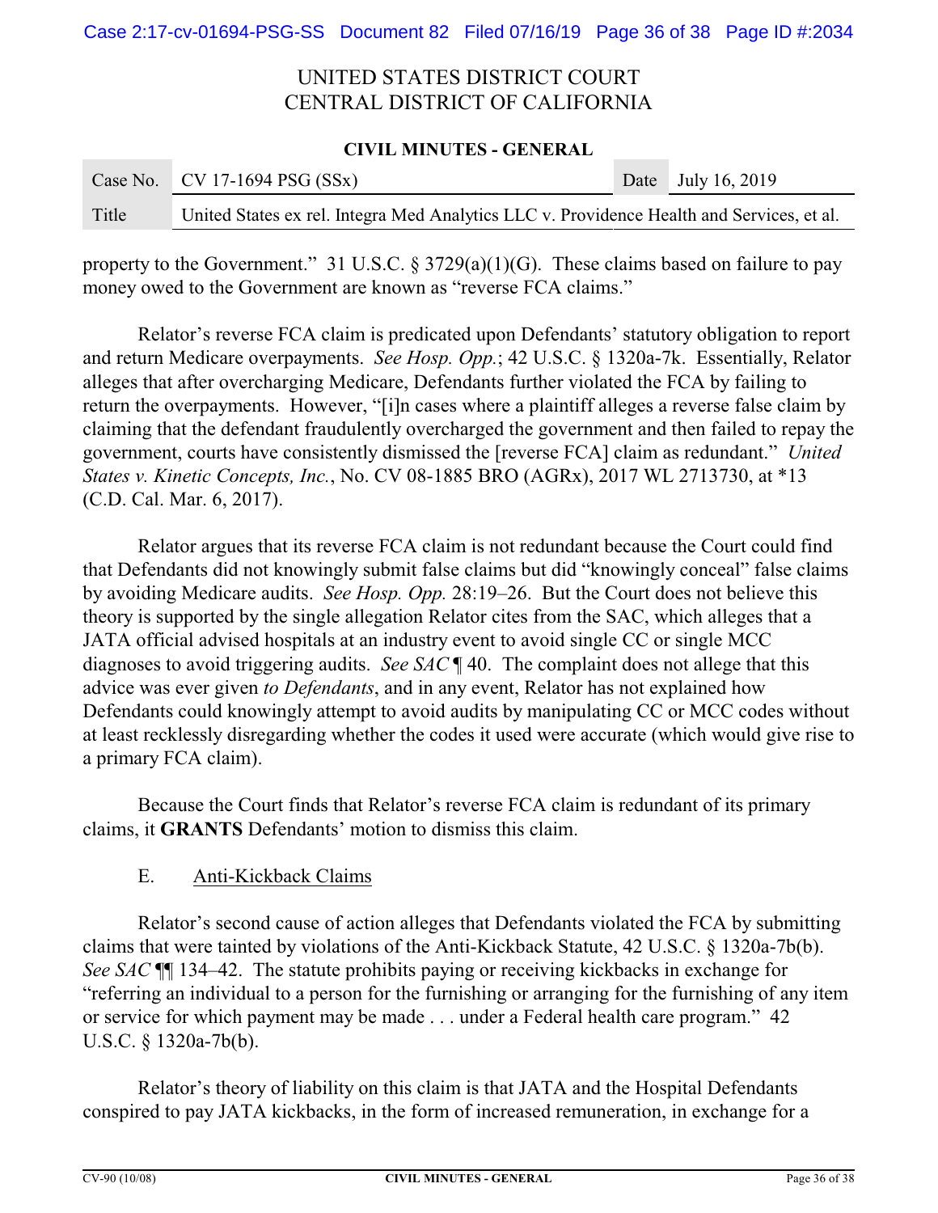property to the Government." 31 U.S.C. § 3729(a)(1)(G). These claims based on failure to pay money owed to the Government are known as "reverse FCA claims."

Relator's reverse FCA claim is predicated upon Defendants' statutory obligation to report and return Medicare overpayments. *See Hosp. Opp.*; 42 U.S.C. § 1320a-7k. Essentially, Relator alleges that after overcharging Medicare, Defendants further violated the FCA by failing to return the overpayments. However, "[i]n cases where a plaintiff alleges a reverse false claim by claiming that the defendant fraudulently overcharged the government and then failed to repay the government, courts have consistently dismissed the [reverse FCA] claim as redundant." *United States v. Kinetic Concepts, Inc.*, No. CV 08-1885 BRO (AGRx), 2017 WL 2713730, at *13 (C.D. Cal. Mar. 6, 2017).

Relator argues that its reverse FCA claim is not redundant because the Court could find that Defendants did not knowingly submit false claims but did "knowingly conceal" false claims by avoiding Medicare audits. *See Hosp. Opp.* 28:19–26. But the Court does not believe this theory is supported by the single allegation Relator cites from the SAC, which alleges that a JATA official advised hospitals at an industry event to avoid single CC or single MCC diagnoses to avoid triggering audits. *See SAC* ¶ 40. The complaint does not allege that this advice was ever given *to Defendants*, and in any event, Relator has not explained how Defendants could knowingly attempt to avoid audits by manipulating CC or MCC codes without at least recklessly disregarding whether the codes it used were accurate (which would give rise to a primary FCA claim).

Because the Court finds that Relator's reverse FCA claim is redundant of its primary claims, it **GRANTS** Defendants' motion to dismiss this claim.

### E. Anti-Kickback Claims

Relator's second cause of action alleges that Defendants violated the FCA by submitting claims that were tainted by violations of the Anti-Kickback Statute, 42 U.S.C. § 1320a-7b(b). *See SAC* ¶¶ 134–42. The statute prohibits paying or receiving kickbacks in exchange for "referring an individual to a person for the furnishing or arranging for the furnishing of any item or service for which payment may be made . . . under a Federal health care program." 42 U.S.C. § 1320a-7b(b).

Relator's theory of liability on this claim is that JATA and the Hospital Defendants conspired to pay JATA kickbacks, in the form of increased remuneration, in exchange for a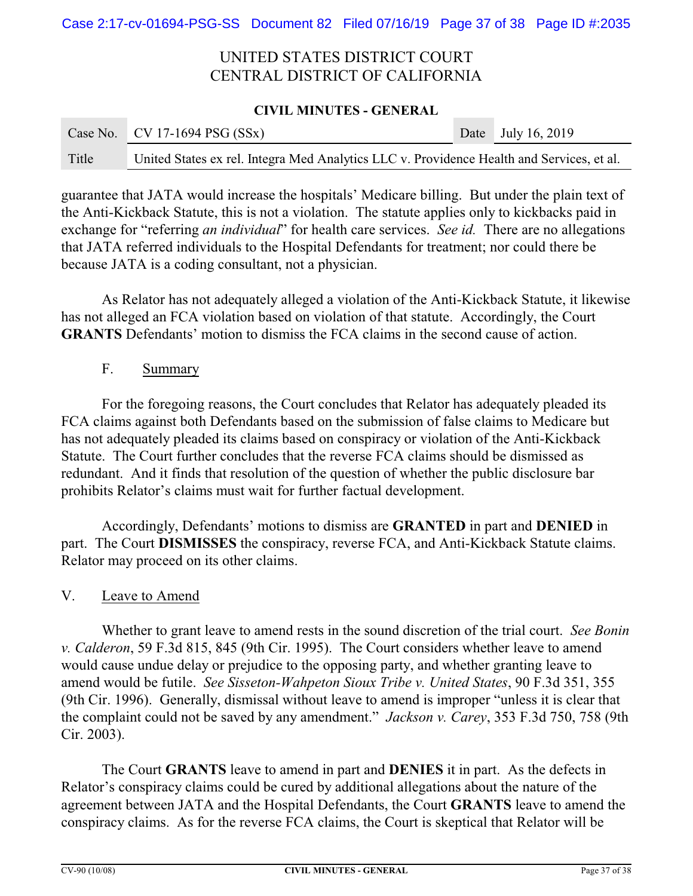guarantee that JATA would increase the hospitals' Medicare billing. But under the plain text of the Anti-Kickback Statute, this is not a violation. The statute applies only to kickbacks paid in exchange for "referring *an individual*" for health care services. *See id.* There are no allegations that JATA referred individuals to the Hospital Defendants for treatment; nor could there be because JATA is a coding consultant, not a physician.

As Relator has not adequately alleged a violation of the Anti-Kickback Statute, it likewise has not alleged an FCA violation based on violation of that statute. Accordingly, the Court **GRANTS** Defendants' motion to dismiss the FCA claims in the second cause of action.

### F. Summary

For the foregoing reasons, the Court concludes that Relator has adequately pleaded its FCA claims against both Defendants based on the submission of false claims to Medicare but has not adequately pleaded its claims based on conspiracy or violation of the Anti-Kickback Statute. The Court further concludes that the reverse FCA claims should be dismissed as redundant. And it finds that resolution of the question of whether the public disclosure bar prohibits Relator's claims must wait for further factual development.

Accordingly, Defendants' motions to dismiss are **GRANTED** in part and **DENIED** in part. The Court **DISMISSES** the conspiracy, reverse FCA, and Anti-Kickback Statute claims. Relator may proceed on its other claims.

## V. Leave to Amend

Whether to grant leave to amend rests in the sound discretion of the trial court. *See Bonin v. Calderon*, 59 F.3d 815, 845 (9th Cir. 1995). The Court considers whether leave to amend would cause undue delay or prejudice to the opposing party, and whether granting leave to amend would be futile. *See Sisseton-Wahpeton Sioux Tribe v. United States*, 90 F.3d 351, 355 (9th Cir. 1996). Generally, dismissal without leave to amend is improper "unless it is clear that the complaint could not be saved by any amendment." *Jackson v. Carey*, 353 F.3d 750, 758 (9th Cir. 2003).

The Court **GRANTS** leave to amend in part and **DENIES** it in part. As the defects in Relator's conspiracy claims could be cured by additional allegations about the nature of the agreement between JATA and the Hospital Defendants, the Court **GRANTS** leave to amend the conspiracy claims. As for the reverse FCA claims, the Court is skeptical that Relator will be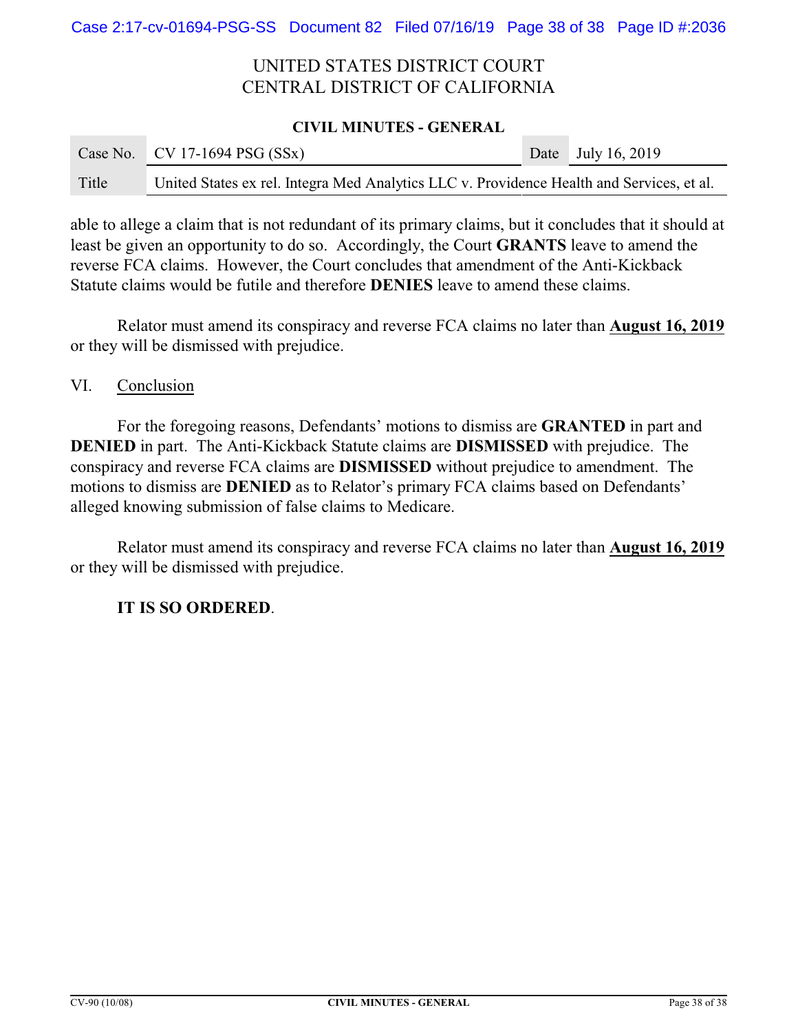able to allege a claim that is not redundant of its primary claims, but it concludes that it should at least be given an opportunity to do so. Accordingly, the Court **GRANTS** leave to amend the reverse FCA claims. However, the Court concludes that amendment of the Anti-Kickback Statute claims would be futile and therefore **DENIES** leave to amend these claims.

Relator must amend its conspiracy and reverse FCA claims no later than **August 16, 2019** or they will be dismissed with prejudice.

## VI. Conclusion

For the foregoing reasons, Defendants' motions to dismiss are **GRANTED** in part and **DENIED** in part. The Anti-Kickback Statute claims are **DISMISSED** with prejudice. The conspiracy and reverse FCA claims are **DISMISSED** without prejudice to amendment. The motions to dismiss are **DENIED** as to Relator's primary FCA claims based on Defendants' alleged knowing submission of false claims to Medicare.

Relator must amend its conspiracy and reverse FCA claims no later than **August 16, 2019** or they will be dismissed with prejudice.

**IT IS SO ORDERED**.